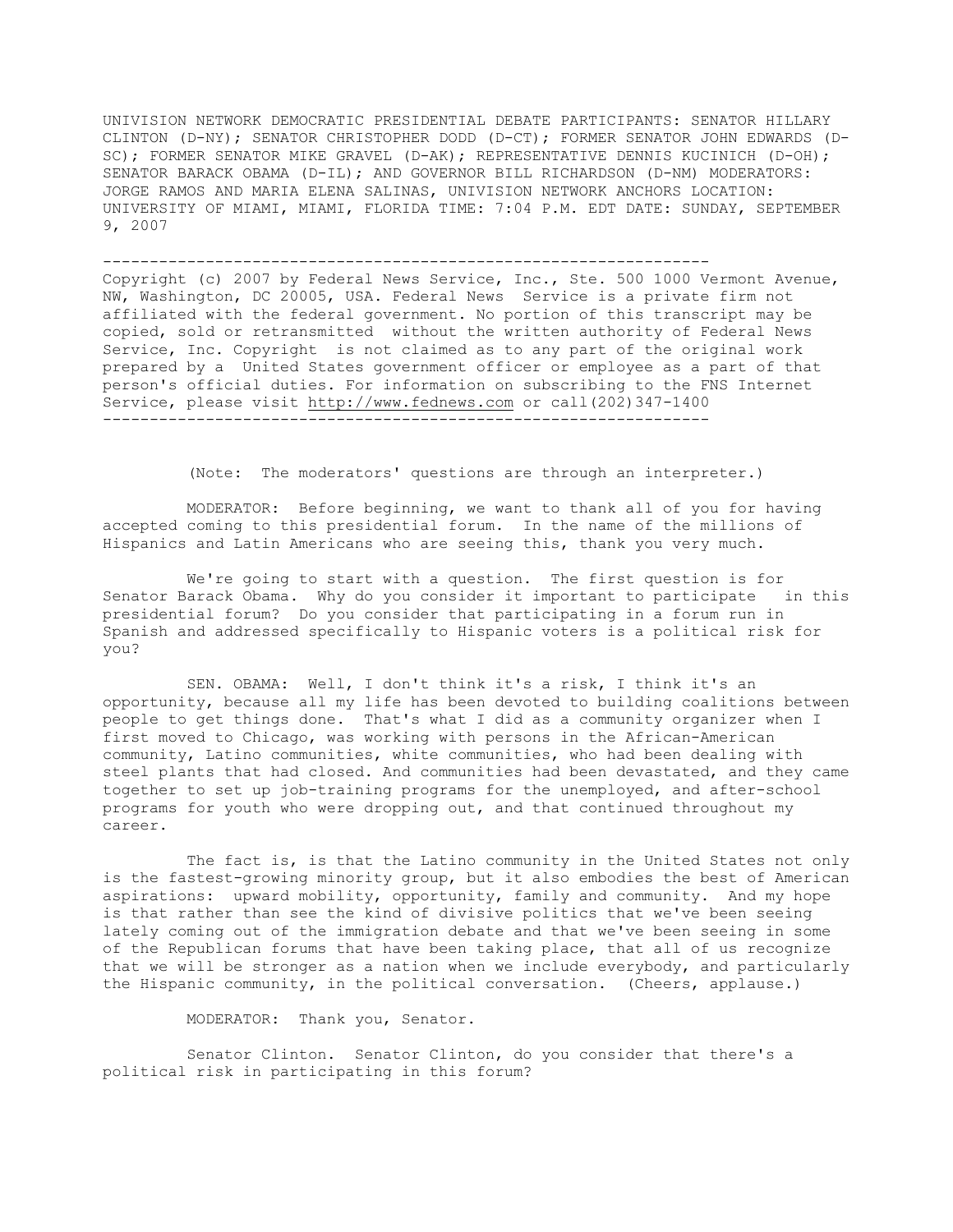UNIVISION NETWORK DEMOCRATIC PRESIDENTIAL DEBATE PARTICIPANTS: SENATOR HILLARY CLINTON (D-NY); SENATOR CHRISTOPHER DODD (D-CT); FORMER SENATOR JOHN EDWARDS (D-SC); FORMER SENATOR MIKE GRAVEL (D-AK); REPRESENTATIVE DENNIS KUCINICH (D-OH); SENATOR BARACK OBAMA (D-IL); AND GOVERNOR BILL RICHARDSON (D-NM) MODERATORS: JORGE RAMOS AND MARIA ELENA SALINAS, UNIVISION NETWORK ANCHORS LOCATION: UNIVERSITY OF MIAMI, MIAMI, FLORIDA TIME: 7:04 P.M. EDT DATE: SUNDAY, SEPTEMBER 9, 2007

---

Copyright (c) 2007 by Federal News Service, Inc., Ste. 500 1000 Vermont Avenue, NW, Washington, DC 20005, USA. Federal News Service is a private firm not affiliated with the federal government. No portion of this transcript may be copied, sold or retransmitted without the written authority of Federal News Service, Inc. Copyright is not claimed as to any part of the original work prepared by a United States government officer or employee as a part of that person's official duties. For information on subscribing to the FNS Internet Service, please visit http://www.fednews.com or call(202)347-1400

---

(Note: The moderators' questions are through an interpreter.)

MODERATOR: Before beginning, we want to thank all of you for having accepted coming to this presidential forum. In the name of the millions of Hispanics and Latin Americans who are seeing this, thank you very much.

We're going to start with a question. The first question is for Senator Barack Obama. Why do you consider it important to participate in this presidential forum? Do you consider that participating in a forum run in Spanish and addressed specifically to Hispanic voters is a political risk for you?

SEN. OBAMA: Well, I don't think it's a risk, I think it's an opportunity, because all my life has been devoted to building coalitions between people to get things done. That's what I did as a community organizer when I first moved to Chicago, was working with persons in the African-American community, Latino communities, white communities, who had been dealing with steel plants that had closed. And communities had been devastated, and they came together to set up job-training programs for the unemployed, and after-school programs for youth who were dropping out, and that continued throughout my career.

The fact is, is that the Latino community in the United States not only is the fastest-growing minority group, but it also embodies the best of American aspirations: upward mobility, opportunity, family and community. And my hope is that rather than see the kind of divisive politics that we've been seeing lately coming out of the immigration debate and that we've been seeing in some of the Republican forums that have been taking place, that all of us recognize that we will be stronger as a nation when we include everybody, and particularly the Hispanic community, in the political conversation. (Cheers, applause.)

MODERATOR: Thank you, Senator.

Senator Clinton. Senator Clinton, do you consider that there's a political risk in participating in this forum?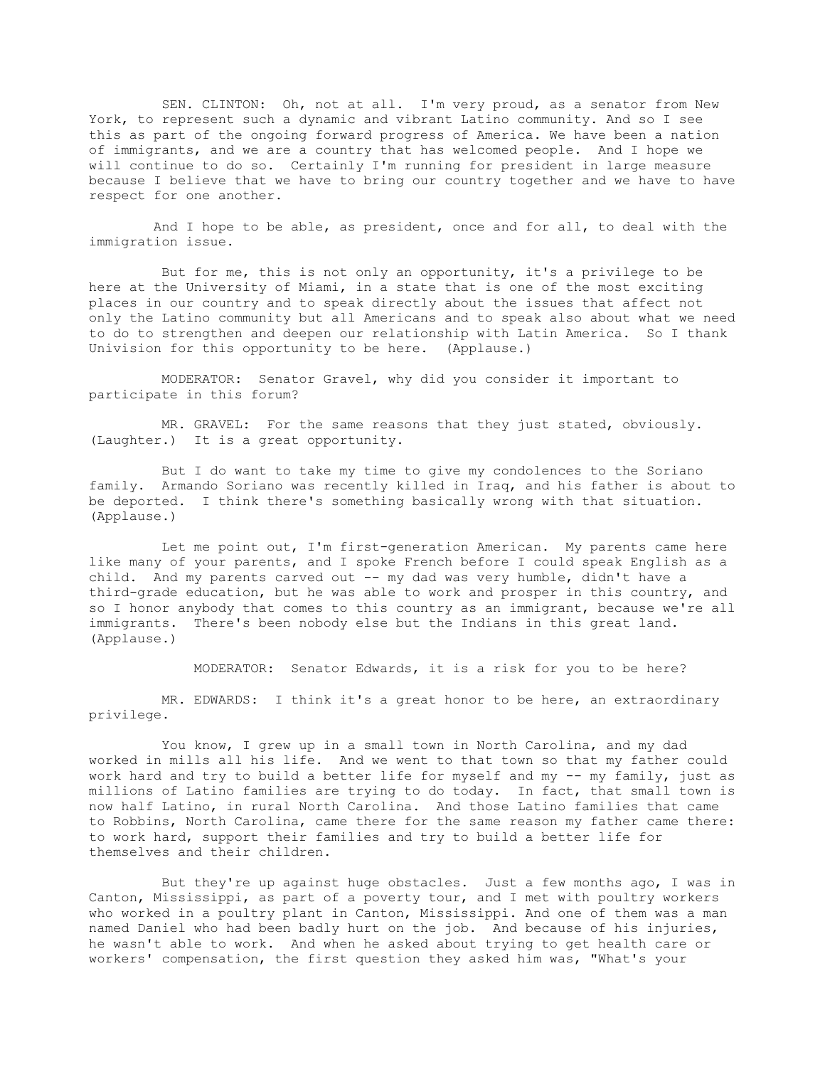SEN. CLINTON: Oh, not at all. I'm very proud, as a senator from New York, to represent such a dynamic and vibrant Latino community. And so I see this as part of the ongoing forward progress of America. We have been a nation of immigrants, and we are a country that has welcomed people. And I hope we will continue to do so. Certainly I'm running for president in large measure because I believe that we have to bring our country together and we have to have respect for one another.

And I hope to be able, as president, once and for all, to deal with the immigration issue.

But for me, this is not only an opportunity, it's a privilege to be here at the University of Miami, in a state that is one of the most exciting places in our country and to speak directly about the issues that affect not only the Latino community but all Americans and to speak also about what we need to do to strengthen and deepen our relationship with Latin America. So I thank Univision for this opportunity to be here. (Applause.)

MODERATOR: Senator Gravel, why did you consider it important to participate in this forum?

MR. GRAVEL: For the same reasons that they just stated, obviously. (Laughter.) It is a great opportunity.

But I do want to take my time to give my condolences to the Soriano family. Armando Soriano was recently killed in Iraq, and his father is about to be deported. I think there's something basically wrong with that situation. (Applause.)

Let me point out, I'm first-generation American. My parents came here like many of your parents, and I spoke French before I could speak English as a child. And my parents carved out -- my dad was very humble, didn't have a third-grade education, but he was able to work and prosper in this country, and so I honor anybody that comes to this country as an immigrant, because we're all immigrants. There's been nobody else but the Indians in this great land. (Applause.)

MODERATOR: Senator Edwards, it is a risk for you to be here?

MR. EDWARDS: I think it's a great honor to be here, an extraordinary privilege.

You know, I grew up in a small town in North Carolina, and my dad worked in mills all his life. And we went to that town so that my father could work hard and try to build a better life for myself and my -- my family, just as millions of Latino families are trying to do today. In fact, that small town is now half Latino, in rural North Carolina. And those Latino families that came to Robbins, North Carolina, came there for the same reason my father came there: to work hard, support their families and try to build a better life for themselves and their children.

But they're up against huge obstacles. Just a few months ago, I was in Canton, Mississippi, as part of a poverty tour, and I met with poultry workers who worked in a poultry plant in Canton, Mississippi. And one of them was a man named Daniel who had been badly hurt on the job. And because of his injuries, he wasn't able to work. And when he asked about trying to get health care or workers' compensation, the first question they asked him was, "What's your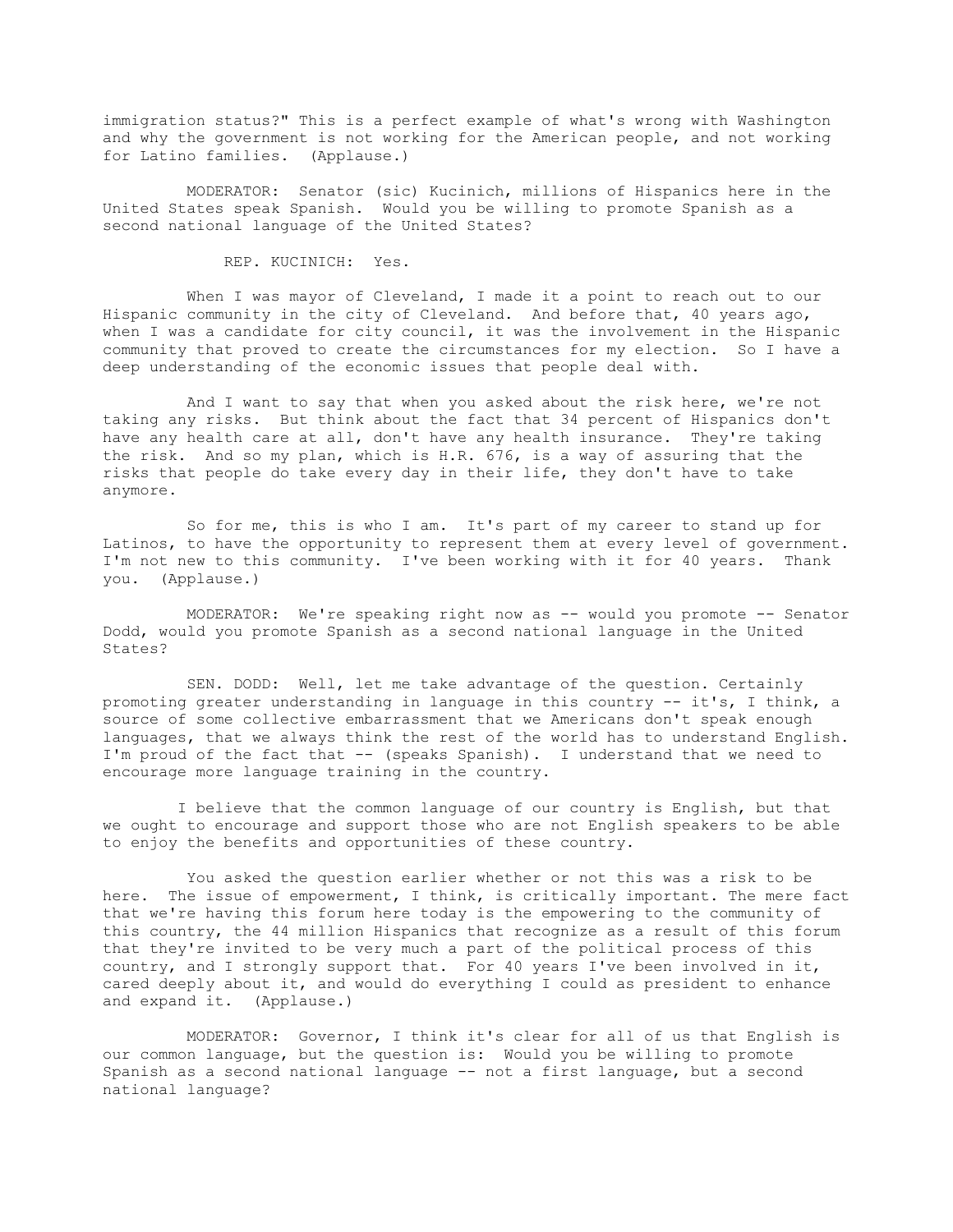immigration status?" This is a perfect example of what's wrong with Washington and why the government is not working for the American people, and not working for Latino families. (Applause.)

MODERATOR: Senator (sic) Kucinich, millions of Hispanics here in the United States speak Spanish. Would you be willing to promote Spanish as a second national language of the United States?

REP. KUCINICH: Yes.

When I was mayor of Cleveland, I made it a point to reach out to our Hispanic community in the city of Cleveland. And before that, 40 years ago, when I was a candidate for city council, it was the involvement in the Hispanic community that proved to create the circumstances for my election. So I have a deep understanding of the economic issues that people deal with.

And I want to say that when you asked about the risk here, we're not taking any risks. But think about the fact that 34 percent of Hispanics don't have any health care at all, don't have any health insurance. They're taking the risk. And so my plan, which is H.R. 676, is a way of assuring that the risks that people do take every day in their life, they don't have to take anymore.

So for me, this is who I am. It's part of my career to stand up for Latinos, to have the opportunity to represent them at every level of government. I'm not new to this community. I've been working with it for 40 years. Thank you. (Applause.)

MODERATOR: We're speaking right now as -- would you promote -- Senator Dodd, would you promote Spanish as a second national language in the United States?

SEN. DODD: Well, let me take advantage of the question. Certainly promoting greater understanding in language in this country -- it's, I think, a source of some collective embarrassment that we Americans don't speak enough languages, that we always think the rest of the world has to understand English. I'm proud of the fact that -- (speaks Spanish). I understand that we need to encourage more language training in the country.

I believe that the common language of our country is English, but that we ought to encourage and support those who are not English speakers to be able to enjoy the benefits and opportunities of these country.

You asked the question earlier whether or not this was a risk to be here. The issue of empowerment, I think, is critically important. The mere fact that we're having this forum here today is the empowering to the community of this country, the 44 million Hispanics that recognize as a result of this forum that they're invited to be very much a part of the political process of this country, and I strongly support that. For 40 years I've been involved in it, cared deeply about it, and would do everything I could as president to enhance and expand it. (Applause.)

MODERATOR: Governor, I think it's clear for all of us that English is our common language, but the question is: Would you be willing to promote Spanish as a second national language -- not a first language, but a second national language?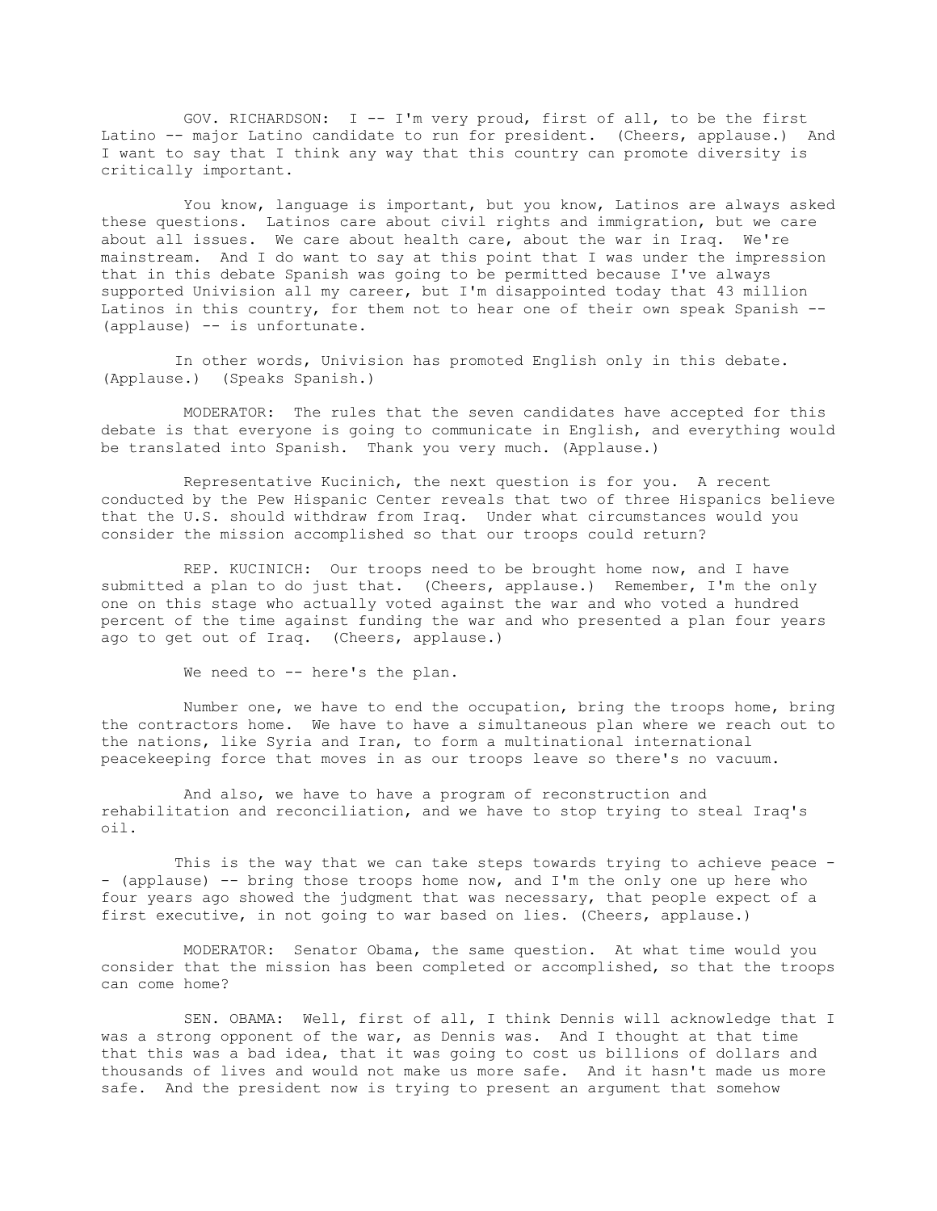GOV. RICHARDSON: I -- I'm very proud, first of all, to be the first Latino -- major Latino candidate to run for president. (Cheers, applause.) And I want to say that I think any way that this country can promote diversity is critically important.

You know, language is important, but you know, Latinos are always asked these questions. Latinos care about civil rights and immigration, but we care about all issues. We care about health care, about the war in Iraq. We're mainstream. And I do want to say at this point that I was under the impression that in this debate Spanish was going to be permitted because I've always supported Univision all my career, but I'm disappointed today that 43 million Latinos in this country, for them not to hear one of their own speak Spanish -- (applause) -- is unfortunate.

In other words, Univision has promoted English only in this debate. (Applause.) (Speaks Spanish.)

MODERATOR: The rules that the seven candidates have accepted for this debate is that everyone is going to communicate in English, and everything would be translated into Spanish. Thank you very much. (Applause.)

Representative Kucinich, the next question is for you. A recent conducted by the Pew Hispanic Center reveals that two of three Hispanics believe that the U.S. should withdraw from Iraq. Under what circumstances would you consider the mission accomplished so that our troops could return?

REP. KUCINICH: Our troops need to be brought home now, and I have submitted a plan to do just that. (Cheers, applause.) Remember, I'm the only one on this stage who actually voted against the war and who voted a hundred percent of the time against funding the war and who presented a plan four years ago to get out of Iraq. (Cheers, applause.)

We need to -- here's the plan.

Number one, we have to end the occupation, bring the troops home, bring the contractors home. We have to have a simultaneous plan where we reach out to the nations, like Syria and Iran, to form a multinational international peacekeeping force that moves in as our troops leave so there's no vacuum.

And also, we have to have a program of reconstruction and rehabilitation and reconciliation, and we have to stop trying to steal Iraq's oil.

This is the way that we can take steps towards trying to achieve peace -- (applause) -- bring those troops home now, and I'm the only one up here who four years ago showed the judgment that was necessary, that people expect of a first executive, in not going to war based on lies. (Cheers, applause.)

MODERATOR: Senator Obama, the same question. At what time would you consider that the mission has been completed or accomplished, so that the troops can come home?

SEN. OBAMA: Well, first of all, I think Dennis will acknowledge that I was a strong opponent of the war, as Dennis was. And I thought at that time that this was a bad idea, that it was going to cost us billions of dollars and thousands of lives and would not make us more safe. And it hasn't made us more safe. And the president now is trying to present an argument that somehow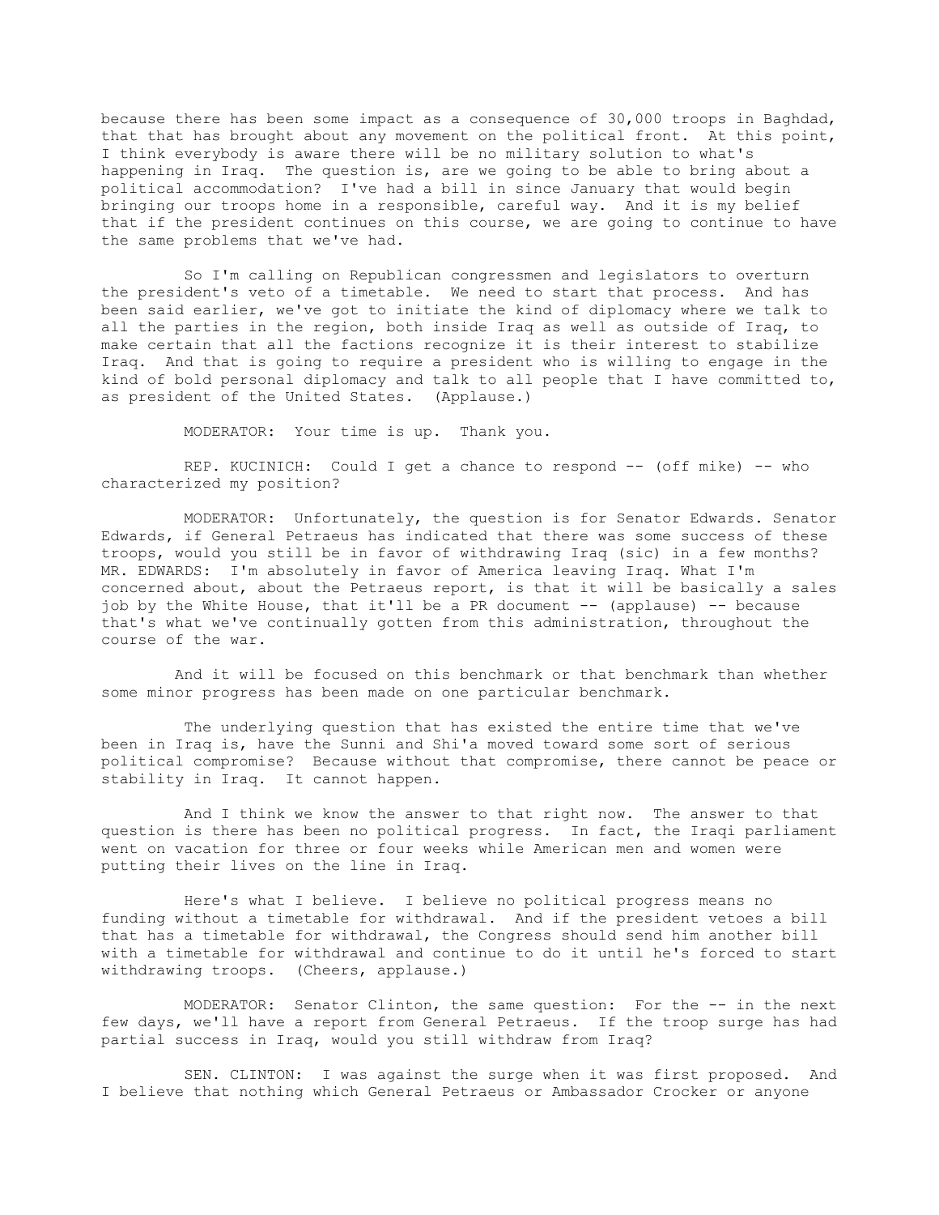because there has been some impact as a consequence of 30,000 troops in Baghdad, that that has brought about any movement on the political front. At this point, I think everybody is aware there will be no military solution to what's happening in Iraq. The question is, are we going to be able to bring about a political accommodation? I've had a bill in since January that would begin bringing our troops home in a responsible, careful way. And it is my belief that if the president continues on this course, we are going to continue to have the same problems that we've had.

So I'm calling on Republican congressmen and legislators to overturn the president's veto of a timetable. We need to start that process. And has been said earlier, we've got to initiate the kind of diplomacy where we talk to all the parties in the region, both inside Iraq as well as outside of Iraq, to make certain that all the factions recognize it is their interest to stabilize Iraq. And that is going to require a president who is willing to engage in the kind of bold personal diplomacy and talk to all people that I have committed to, as president of the United States. (Applause.)

MODERATOR: Your time is up. Thank you.

REP. KUCINICH: Could I get a chance to respond -- (off mike) -- who characterized my position?

MODERATOR: Unfortunately, the question is for Senator Edwards. Senator Edwards, if General Petraeus has indicated that there was some success of these troops, would you still be in favor of withdrawing Iraq (sic) in a few months?

MR. EDWARDS: I'm absolutely in favor of America leaving Iraq. What I'm concerned about, about the Petraeus report, is that it will be basically a sales job by the White House, that it'll be a PR document -- (applause) -- because that's what we've continually gotten from this administration, throughout the course of the war.

And it will be focused on this benchmark or that benchmark than whether some minor progress has been made on one particular benchmark.

The underlying question that has existed the entire time that we've been in Iraq is, have the Sunni and Shi'a moved toward some sort of serious political compromise? Because without that compromise, there cannot be peace or stability in Iraq. It cannot happen.

And I think we know the answer to that right now. The answer to that question is there has been no political progress. In fact, the Iraqi parliament went on vacation for three or four weeks while American men and women were putting their lives on the line in Iraq.

Here's what I believe. I believe no political progress means no funding without a timetable for withdrawal. And if the president vetoes a bill that has a timetable for withdrawal, the Congress should send him another bill with a timetable for withdrawal and continue to do it until he's forced to start withdrawing troops. (Cheers, applause.)

MODERATOR: Senator Clinton, the same question: For the -- in the next few days, we'll have a report from General Petraeus. If the troop surge has had partial success in Iraq, would you still withdraw from Iraq?

SEN. CLINTON: I was against the surge when it was first proposed. And I believe that nothing which General Petraeus or Ambassador Crocker or anyone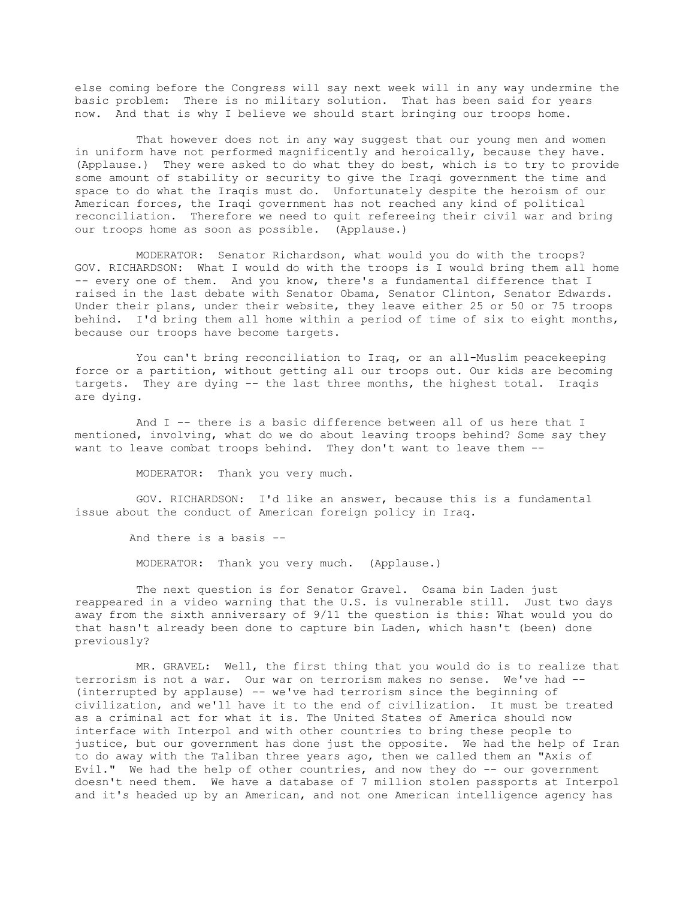else coming before the Congress will say next week will in any way undermine the basic problem: There is no military solution. That has been said for years now. And that is why I believe we should start bringing our troops home.

That however does not in any way suggest that our young men and women in uniform have not performed magnificently and heroically, because they have. (Applause.) They were asked to do what they do best, which is to try to provide some amount of stability or security to give the Iraqi government the time and space to do what the Iraqis must do. Unfortunately despite the heroism of our American forces, the Iraqi government has not reached any kind of political reconciliation. Therefore we need to quit refereeing their civil war and bring our troops home as soon as possible. (Applause.)

MODERATOR: Senator Richardson, what would you do with the troops?
GOV. RICHARDSON: What I would do with the troops is I would bring them all home -- every one of them. And you know, there's a fundamental difference that I raised in the last debate with Senator Obama, Senator Clinton, Senator Edwards. Under their plans, under their website, they leave either 25 or 50 or 75 troops behind. I'd bring them all home within a period of time of six to eight months, because our troops have become targets.

You can't bring reconciliation to Iraq, or an all-Muslim peacekeeping force or a partition, without getting all our troops out. Our kids are becoming targets. They are dying -- the last three months, the highest total. Iraqis are dying.

And I -- there is a basic difference between all of us here that I mentioned, involving, what do we do about leaving troops behind? Some say they want to leave combat troops behind. They don't want to leave them --

MODERATOR: Thank you very much.

GOV. RICHARDSON: I'd like an answer, because this is a fundamental issue about the conduct of American foreign policy in Iraq.

And there is a basis --

MODERATOR: Thank you very much. (Applause.)

The next question is for Senator Gravel. Osama bin Laden just reappeared in a video warning that the U.S. is vulnerable still. Just two days away from the sixth anniversary of 9/11 the question is this: What would you do that hasn't already been done to capture bin Laden, which hasn't (been) done previously?

MR. GRAVEL: Well, the first thing that you would do is to realize that terrorism is not a war. Our war on terrorism makes no sense. We've had -- (interrupted by applause) -- we've had terrorism since the beginning of civilization, and we'll have it to the end of civilization. It must be treated as a criminal act for what it is. The United States of America should now interface with Interpol and with other countries to bring these people to justice, but our government has done just the opposite. We had the help of Iran to do away with the Taliban three years ago, then we called them an "Axis of Evil." We had the help of other countries, and now they do -- our government doesn't need them. We have a database of 7 million stolen passports at Interpol and it's headed up by an American, and not one American intelligence agency has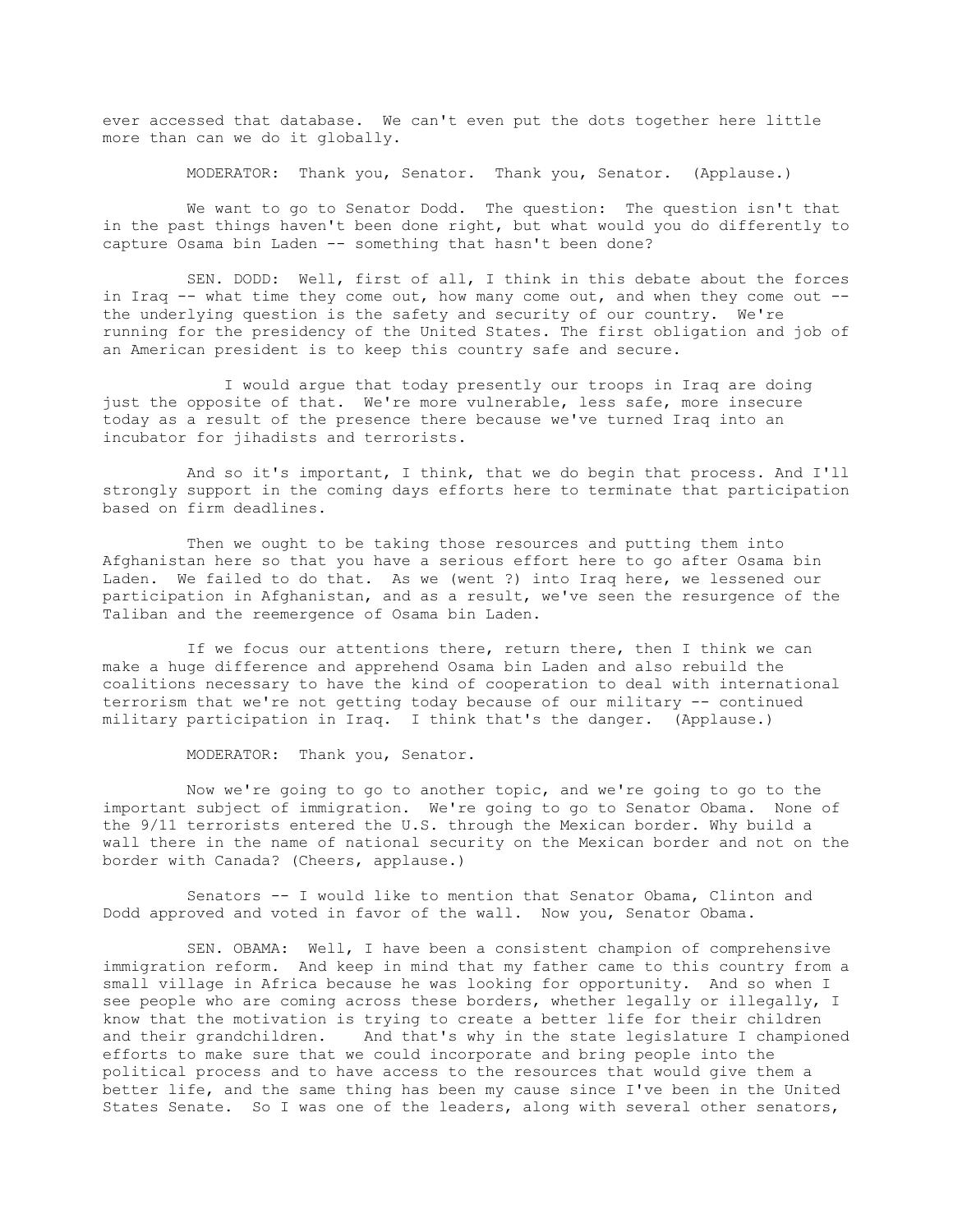ever accessed that database. We can't even put the dots together here little more than can we do it globally.

MODERATOR: Thank you, Senator. Thank you, Senator. (Applause.)

We want to go to Senator Dodd. The question: The question isn't that in the past things haven't been done right, but what would you do differently to capture Osama bin Laden -- something that hasn't been done?

SEN. DODD: Well, first of all, I think in this debate about the forces in Iraq -- what time they come out, how many come out, and when they come out -- the underlying question is the safety and security of our country. We're running for the presidency of the United States. The first obligation and job of an American president is to keep this country safe and secure.

I would argue that today presently our troops in Iraq are doing just the opposite of that. We're more vulnerable, less safe, more insecure today as a result of the presence there because we've turned Iraq into an incubator for jihadists and terrorists.

And so it's important, I think, that we do begin that process. And I'll strongly support in the coming days efforts here to terminate that participation based on firm deadlines.

Then we ought to be taking those resources and putting them into Afghanistan here so that you have a serious effort here to go after Osama bin Laden. We failed to do that. As we (went ?) into Iraq here, we lessened our participation in Afghanistan, and as a result, we've seen the resurgence of the Taliban and the reemergence of Osama bin Laden.

If we focus our attentions there, return there, then I think we can make a huge difference and apprehend Osama bin Laden and also rebuild the coalitions necessary to have the kind of cooperation to deal with international terrorism that we're not getting today because of our military -- continued military participation in Iraq. I think that's the danger. (Applause.)

MODERATOR: Thank you, Senator.

Now we're going to go to another topic, and we're going to go to the important subject of immigration. We're going to go to Senator Obama. None of the 9/11 terrorists entered the U.S. through the Mexican border. Why build a wall there in the name of national security on the Mexican border and not on the border with Canada? (Cheers, applause.)

Senators -- I would like to mention that Senator Obama, Clinton and Dodd approved and voted in favor of the wall. Now you, Senator Obama.

SEN. OBAMA: Well, I have been a consistent champion of comprehensive immigration reform. And keep in mind that my father came to this country from a small village in Africa because he was looking for opportunity. And so when I see people who are coming across these borders, whether legally or illegally, I know that the motivation is trying to create a better life for their children and their grandchildren. And that's why in the state legislature I championed efforts to make sure that we could incorporate and bring people into the political process and to have access to the resources that would give them a better life, and the same thing has been my cause since I've been in the United States Senate. So I was one of the leaders, along with several other senators,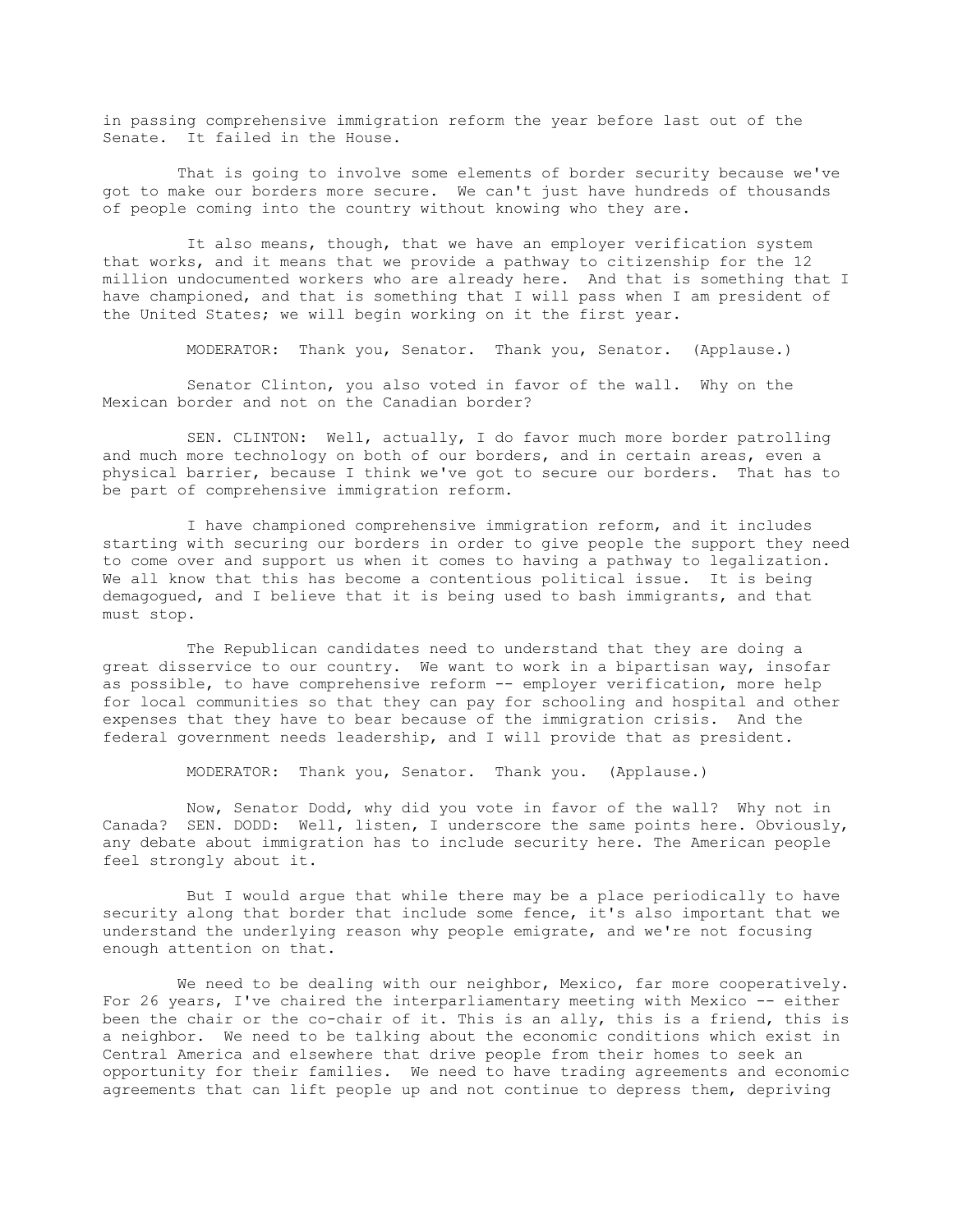in passing comprehensive immigration reform the year before last out of the Senate. It failed in the House.

That is going to involve some elements of border security because we've got to make our borders more secure. We can't just have hundreds of thousands of people coming into the country without knowing who they are.

It also means, though, that we have an employer verification system that works, and it means that we provide a pathway to citizenship for the 12 million undocumented workers who are already here. And that is something that I have championed, and that is something that I will pass when I am president of the United States; we will begin working on it the first year.

MODERATOR: Thank you, Senator. Thank you, Senator. (Applause.)

Senator Clinton, you also voted in favor of the wall. Why on the Mexican border and not on the Canadian border?

SEN. CLINTON: Well, actually, I do favor much more border patrolling and much more technology on both of our borders, and in certain areas, even a physical barrier, because I think we've got to secure our borders. That has to be part of comprehensive immigration reform.

I have championed comprehensive immigration reform, and it includes starting with securing our borders in order to give people the support they need to come over and support us when it comes to having a pathway to legalization. We all know that this has become a contentious political issue. It is being demagogued, and I believe that it is being used to bash immigrants, and that must stop.

The Republican candidates need to understand that they are doing a great disservice to our country. We want to work in a bipartisan way, insofar as possible, to have comprehensive reform -- employer verification, more help for local communities so that they can pay for schooling and hospital and other expenses that they have to bear because of the immigration crisis. And the federal government needs leadership, and I will provide that as president.

MODERATOR: Thank you, Senator. Thank you. (Applause.)

Now, Senator Dodd, why did you vote in favor of the wall? Why not in Canada? SEN. DODD: Well, listen, I underscore the same points here. Obviously, any debate about immigration has to include security here. The American people feel strongly about it.

But I would argue that while there may be a place periodically to have security along that border that include some fence, it's also important that we understand the underlying reason why people emigrate, and we're not focusing enough attention on that.

We need to be dealing with our neighbor, Mexico, far more cooperatively. For 26 years, I've chaired the interparliamentary meeting with Mexico -- either been the chair or the co-chair of it. This is an ally, this is a friend, this is a neighbor. We need to be talking about the economic conditions which exist in Central America and elsewhere that drive people from their homes to seek an opportunity for their families. We need to have trading agreements and economic agreements that can lift people up and not continue to depress them, depriving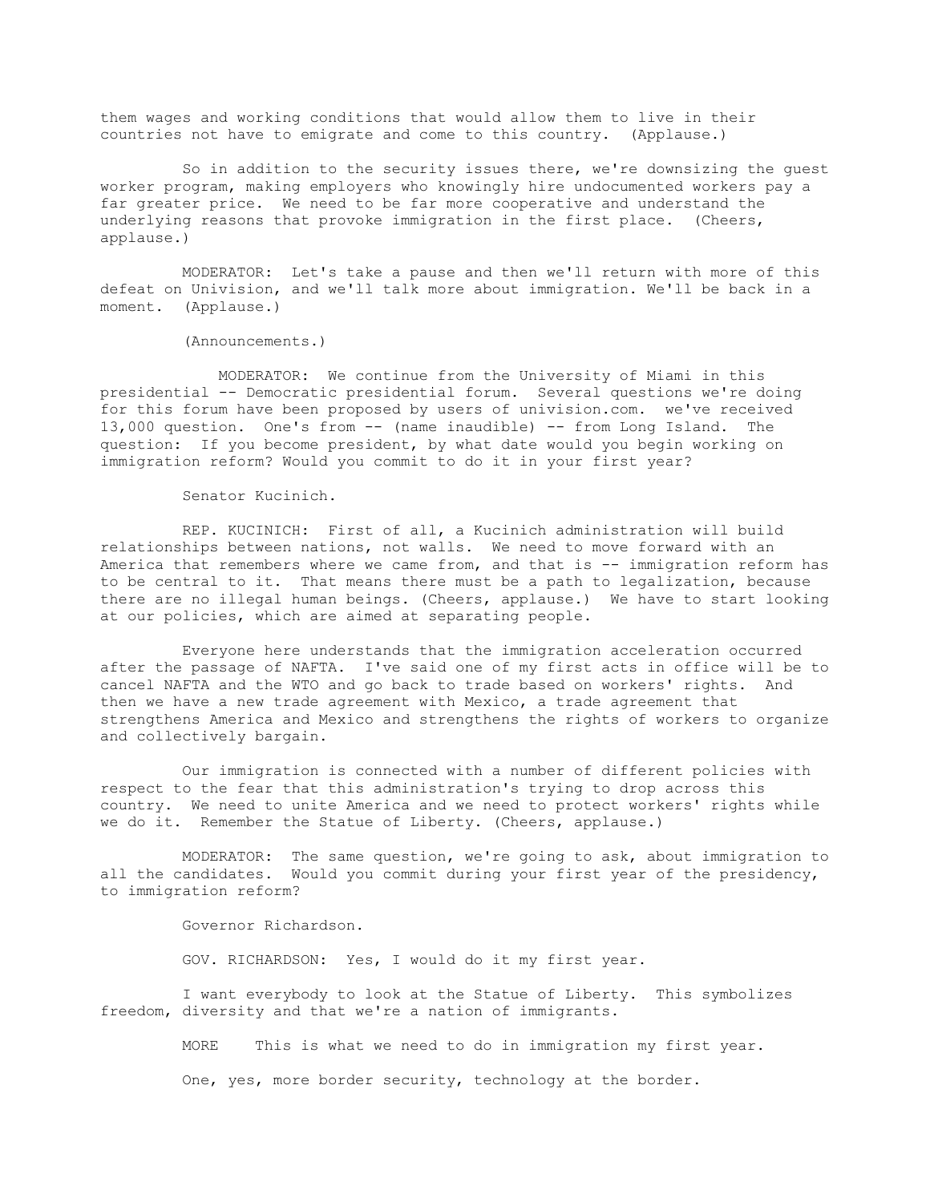them wages and working conditions that would allow them to live in their countries not have to emigrate and come to this country. (Applause.)

So in addition to the security issues there, we're downsizing the guest worker program, making employers who knowingly hire undocumented workers pay a far greater price. We need to be far more cooperative and understand the underlying reasons that provoke immigration in the first place. (Cheers, applause.)

MODERATOR: Let's take a pause and then we'll return with more of this defeat on Univision, and we'll talk more about immigration. We'll be back in a moment. (Applause.)

(Announcements.)

MODERATOR: We continue from the University of Miami in this presidential -- Democratic presidential forum. Several questions we're doing for this forum have been proposed by users of univision.com. we've received 13,000 question. One's from -- (name inaudible) -- from Long Island. The question: If you become president, by what date would you begin working on immigration reform? Would you commit to do it in your first year?

Senator Kucinich.

REP. KUCINICH: First of all, a Kucinich administration will build relationships between nations, not walls. We need to move forward with an America that remembers where we came from, and that is -- immigration reform has to be central to it. That means there must be a path to legalization, because there are no illegal human beings. (Cheers, applause.) We have to start looking at our policies, which are aimed at separating people.

Everyone here understands that the immigration acceleration occurred after the passage of NAFTA. I've said one of my first acts in office will be to cancel NAFTA and the WTO and go back to trade based on workers' rights. And then we have a new trade agreement with Mexico, a trade agreement that strengthens America and Mexico and strengthens the rights of workers to organize and collectively bargain.

Our immigration is connected with a number of different policies with respect to the fear that this administration's trying to drop across this country. We need to unite America and we need to protect workers' rights while we do it. Remember the Statue of Liberty. (Cheers, applause.)

MODERATOR: The same question, we're going to ask, about immigration to all the candidates. Would you commit during your first year of the presidency, to immigration reform?

Governor Richardson.

GOV. RICHARDSON: Yes, I would do it my first year.

I want everybody to look at the Statue of Liberty. This symbolizes freedom, diversity and that we're a nation of immigrants.

MORE This is what we need to do in immigration my first year.

One, yes, more border security, technology at the border.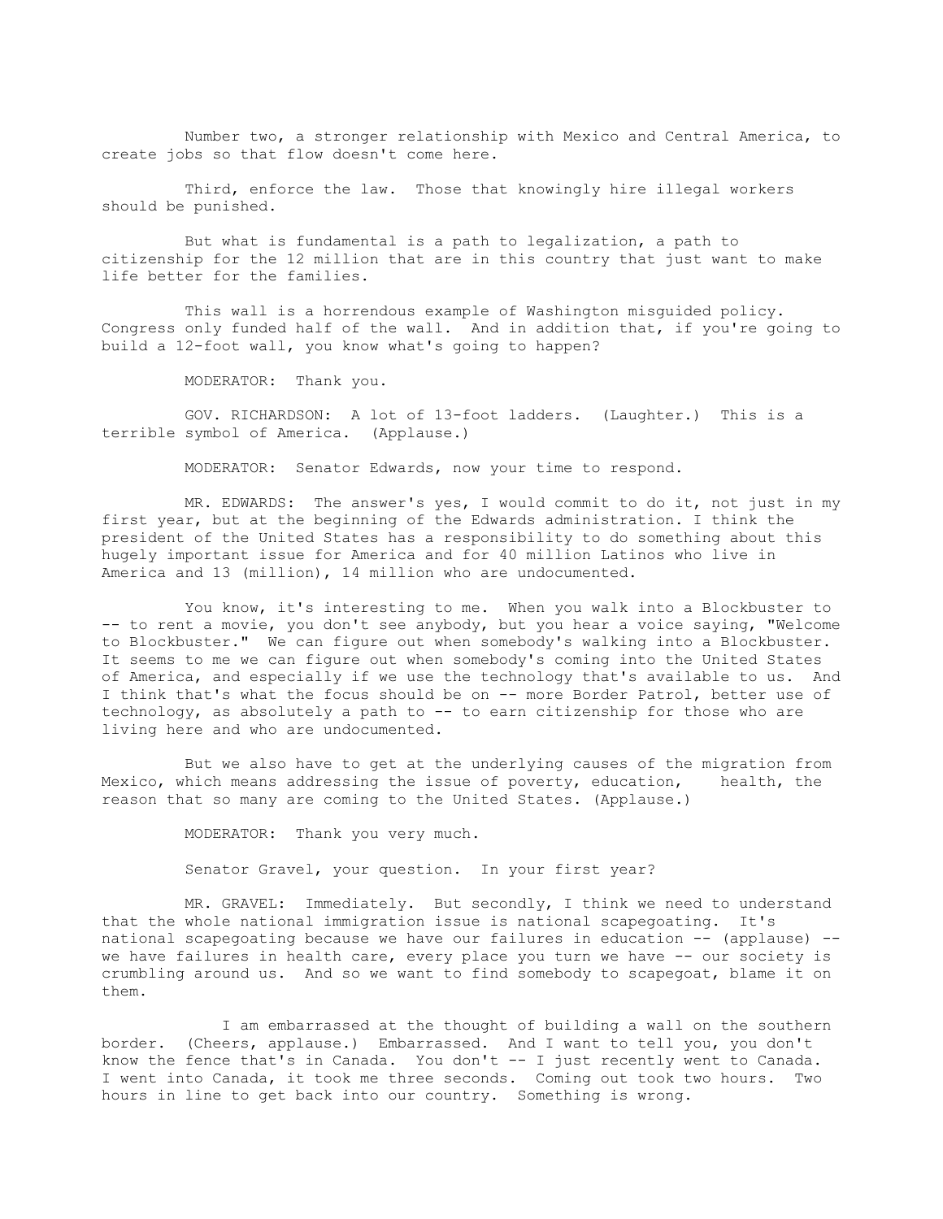Number two, a stronger relationship with Mexico and Central America, to create jobs so that flow doesn't come here.

Third, enforce the law. Those that knowingly hire illegal workers should be punished.

But what is fundamental is a path to legalization, a path to citizenship for the 12 million that are in this country that just want to make life better for the families.

This wall is a horrendous example of Washington misguided policy. Congress only funded half of the wall. And in addition that, if you're going to build a 12-foot wall, you know what's going to happen?

MODERATOR: Thank you.

GOV. RICHARDSON: A lot of 13-foot ladders. (Laughter.) This is a terrible symbol of America. (Applause.)

MODERATOR: Senator Edwards, now your time to respond.

MR. EDWARDS: The answer's yes, I would commit to do it, not just in my first year, but at the beginning of the Edwards administration. I think the president of the United States has a responsibility to do something about this hugely important issue for America and for 40 million Latinos who live in America and 13 (million), 14 million who are undocumented.

You know, it's interesting to me. When you walk into a Blockbuster to -- to rent a movie, you don't see anybody, but you hear a voice saying, "Welcome to Blockbuster." We can figure out when somebody's walking into a Blockbuster. It seems to me we can figure out when somebody's coming into the United States of America, and especially if we use the technology that's available to us. And I think that's what the focus should be on -- more Border Patrol, better use of technology, as absolutely a path to -- to earn citizenship for those who are living here and who are undocumented.

But we also have to get at the underlying causes of the migration from Mexico, which means addressing the issue of poverty, education, health, the reason that so many are coming to the United States. (Applause.)

MODERATOR: Thank you very much.

Senator Gravel, your question. In your first year?

MR. GRAVEL: Immediately. But secondly, I think we need to understand that the whole national immigration issue is national scapegoating. It's national scapegoating because we have our failures in education -- (applause) -- we have failures in health care, every place you turn we have -- our society is crumbling around us. And so we want to find somebody to scapegoat, blame it on them.

I am embarrassed at the thought of building a wall on the southern border. (Cheers, applause.) Embarrassed. And I want to tell you, you don't know the fence that's in Canada. You don't -- I just recently went to Canada. I went into Canada, it took me three seconds. Coming out took two hours. Two hours in line to get back into our country. Something is wrong.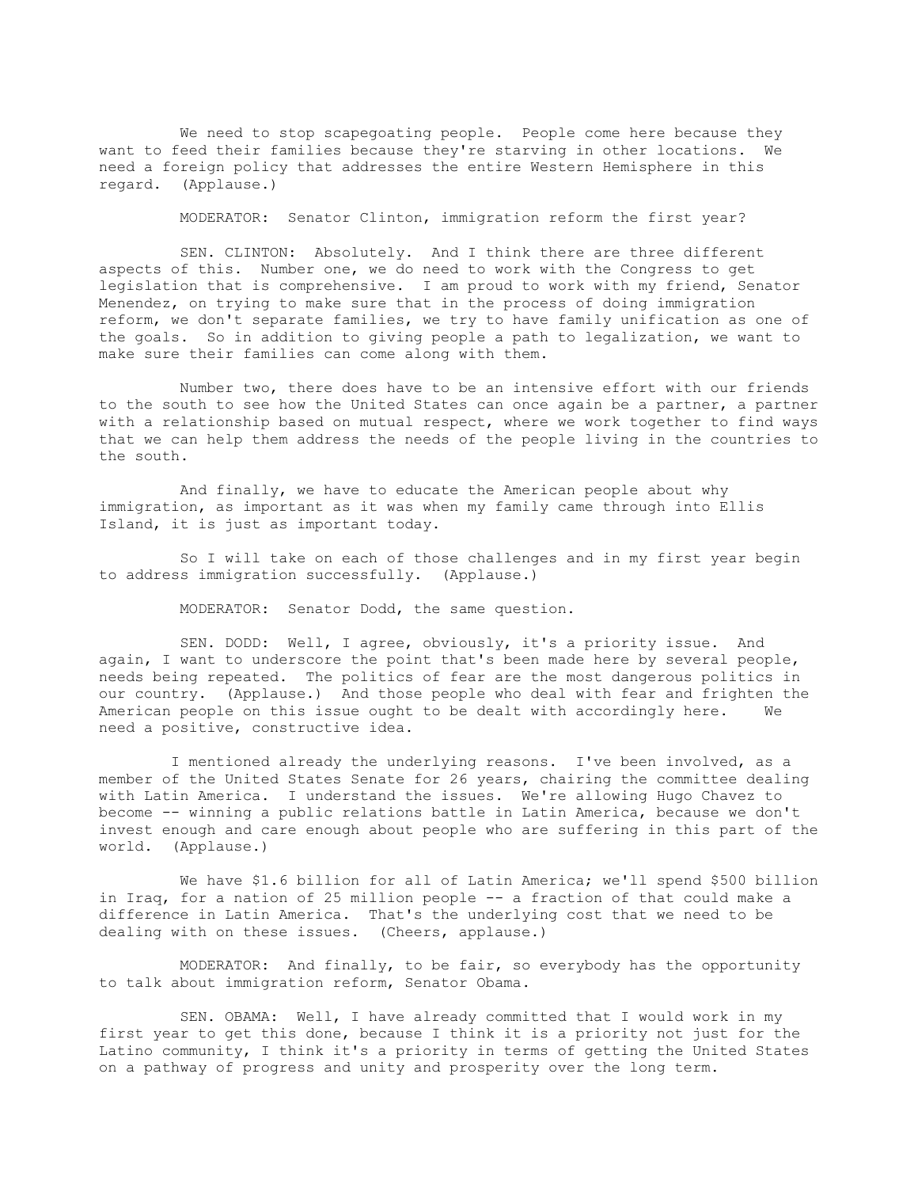We need to stop scapegoating people. People come here because they want to feed their families because they're starving in other locations. We need a foreign policy that addresses the entire Western Hemisphere in this regard. (Applause.)

MODERATOR: Senator Clinton, immigration reform the first year?

SEN. CLINTON: Absolutely. And I think there are three different aspects of this. Number one, we do need to work with the Congress to get legislation that is comprehensive. I am proud to work with my friend, Senator Menendez, on trying to make sure that in the process of doing immigration reform, we don't separate families, we try to have family unification as one of the goals. So in addition to giving people a path to legalization, we want to make sure their families can come along with them.

Number two, there does have to be an intensive effort with our friends to the south to see how the United States can once again be a partner, a partner with a relationship based on mutual respect, where we work together to find ways that we can help them address the needs of the people living in the countries to the south.

And finally, we have to educate the American people about why immigration, as important as it was when my family came through into Ellis Island, it is just as important today.

So I will take on each of those challenges and in my first year begin to address immigration successfully. (Applause.)

MODERATOR: Senator Dodd, the same question.

SEN. DODD: Well, I agree, obviously, it's a priority issue. And again, I want to underscore the point that's been made here by several people, needs being repeated. The politics of fear are the most dangerous politics in our country. (Applause.) And those people who deal with fear and frighten the American people on this issue ought to be dealt with accordingly here. We need a positive, constructive idea.

I mentioned already the underlying reasons. I've been involved, as a member of the United States Senate for 26 years, chairing the committee dealing with Latin America. I understand the issues. We're allowing Hugo Chavez to become -- winning a public relations battle in Latin America, because we don't invest enough and care enough about people who are suffering in this part of the world. (Applause.)

We have $1.6 billion for all of Latin America; we'll spend $500 billion in Iraq, for a nation of 25 million people -- a fraction of that could make a difference in Latin America. That's the underlying cost that we need to be dealing with on these issues. (Cheers, applause.)

MODERATOR: And finally, to be fair, so everybody has the opportunity to talk about immigration reform, Senator Obama.

SEN. OBAMA: Well, I have already committed that I would work in my first year to get this done, because I think it is a priority not just for the Latino community, I think it's a priority in terms of getting the United States on a pathway of progress and unity and prosperity over the long term.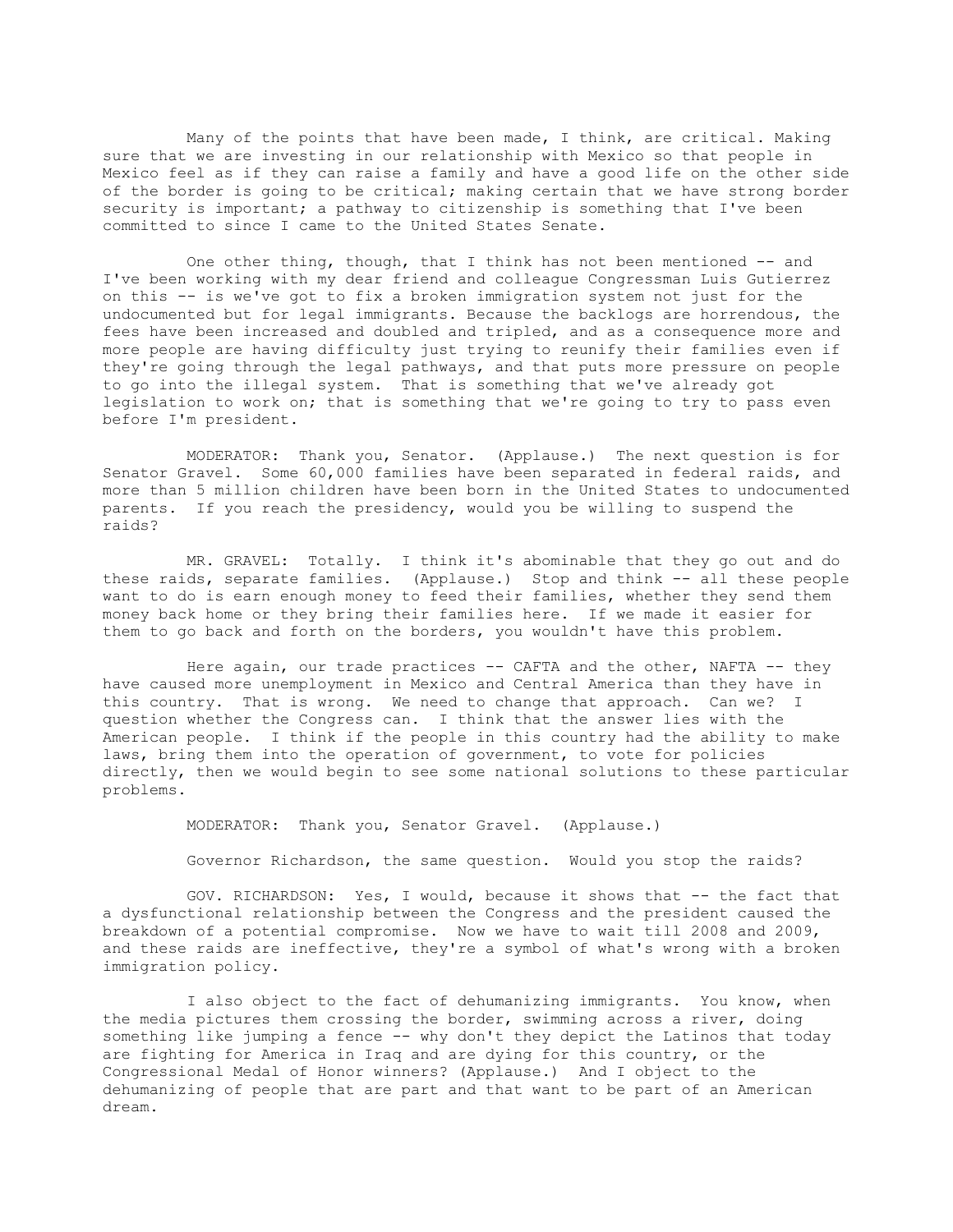Many of the points that have been made, I think, are critical. Making sure that we are investing in our relationship with Mexico so that people in Mexico feel as if they can raise a family and have a good life on the other side of the border is going to be critical; making certain that we have strong border security is important; a pathway to citizenship is something that I've been committed to since I came to the United States Senate.

One other thing, though, that I think has not been mentioned -- and I've been working with my dear friend and colleague Congressman Luis Gutierrez on this -- is we've got to fix a broken immigration system not just for the undocumented but for legal immigrants. Because the backlogs are horrendous, the fees have been increased and doubled and tripled, and as a consequence more and more people are having difficulty just trying to reunify their families even if they're going through the legal pathways, and that puts more pressure on people to go into the illegal system. That is something that we've already got legislation to work on; that is something that we're going to try to pass even before I'm president.

MODERATOR: Thank you, Senator. (Applause.) The next question is for Senator Gravel. Some 60,000 families have been separated in federal raids, and more than 5 million children have been born in the United States to undocumented parents. If you reach the presidency, would you be willing to suspend the raids?

MR. GRAVEL: Totally. I think it's abominable that they go out and do these raids, separate families. (Applause.) Stop and think -- all these people want to do is earn enough money to feed their families, whether they send them money back home or they bring their families here. If we made it easier for them to go back and forth on the borders, you wouldn't have this problem.

Here again, our trade practices -- CAFTA and the other, NAFTA -- they have caused more unemployment in Mexico and Central America than they have in this country. That is wrong. We need to change that approach. Can we? I question whether the Congress can. I think that the answer lies with the American people. I think if the people in this country had the ability to make laws, bring them into the operation of government, to vote for policies directly, then we would begin to see some national solutions to these particular problems.

MODERATOR: Thank you, Senator Gravel. (Applause.)

Governor Richardson, the same question. Would you stop the raids?

GOV. RICHARDSON: Yes, I would, because it shows that -- the fact that a dysfunctional relationship between the Congress and the president caused the breakdown of a potential compromise. Now we have to wait till 2008 and 2009, and these raids are ineffective, they're a symbol of what's wrong with a broken immigration policy.

I also object to the fact of dehumanizing immigrants. You know, when the media pictures them crossing the border, swimming across a river, doing something like jumping a fence -- why don't they depict the Latinos that today are fighting for America in Iraq and are dying for this country, or the Congressional Medal of Honor winners? (Applause.) And I object to the dehumanizing of people that are part and that want to be part of an American dream.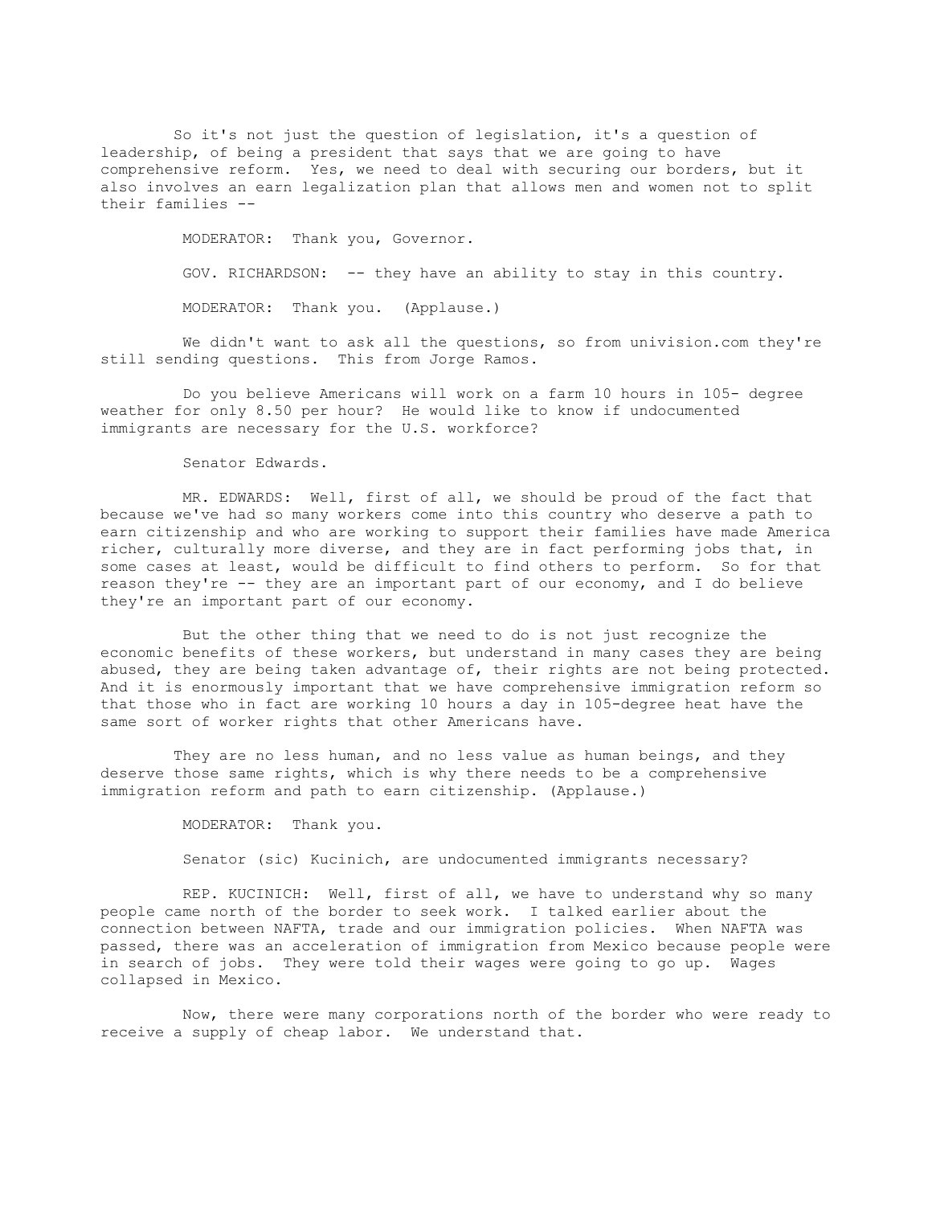So it's not just the question of legislation, it's a question of leadership, of being a president that says that we are going to have comprehensive reform. Yes, we need to deal with securing our borders, but it also involves an earn legalization plan that allows men and women not to split their families --

MODERATOR: Thank you, Governor.

GOV. RICHARDSON: -- they have an ability to stay in this country.

MODERATOR: Thank you. (Applause.)

We didn't want to ask all the questions, so from univision.com they're still sending questions. This from Jorge Ramos.

Do you believe Americans will work on a farm 10 hours in 105- degree weather for only 8.50 per hour? He would like to know if undocumented immigrants are necessary for the U.S. workforce?

Senator Edwards.

MR. EDWARDS: Well, first of all, we should be proud of the fact that because we've had so many workers come into this country who deserve a path to earn citizenship and who are working to support their families have made America richer, culturally more diverse, and they are in fact performing jobs that, in some cases at least, would be difficult to find others to perform. So for that reason they're -- they are an important part of our economy, and I do believe they're an important part of our economy.

But the other thing that we need to do is not just recognize the economic benefits of these workers, but understand in many cases they are being abused, they are being taken advantage of, their rights are not being protected. And it is enormously important that we have comprehensive immigration reform so that those who in fact are working 10 hours a day in 105-degree heat have the same sort of worker rights that other Americans have.

They are no less human, and no less value as human beings, and they deserve those same rights, which is why there needs to be a comprehensive immigration reform and path to earn citizenship. (Applause.)

MODERATOR: Thank you.

Senator (sic) Kucinich, are undocumented immigrants necessary?

REP. KUCINICH: Well, first of all, we have to understand why so many people came north of the border to seek work. I talked earlier about the connection between NAFTA, trade and our immigration policies. When NAFTA was passed, there was an acceleration of immigration from Mexico because people were in search of jobs. They were told their wages were going to go up. Wages collapsed in Mexico.

Now, there were many corporations north of the border who were ready to receive a supply of cheap labor. We understand that.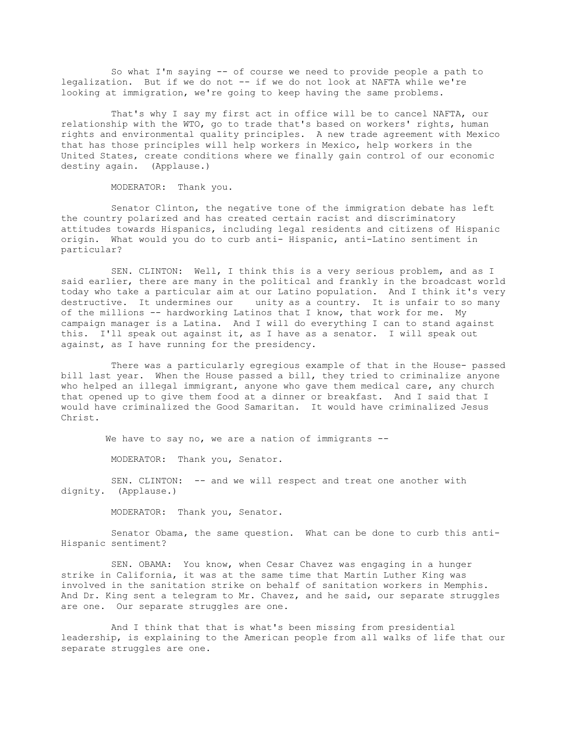So what I'm saying -- of course we need to provide people a path to legalization. But if we do not -- if we do not look at NAFTA while we're looking at immigration, we're going to keep having the same problems.

That's why I say my first act in office will be to cancel NAFTA, our relationship with the WTO, go to trade that's based on workers' rights, human rights and environmental quality principles. A new trade agreement with Mexico that has those principles will help workers in Mexico, help workers in the United States, create conditions where we finally gain control of our economic destiny again. (Applause.)

MODERATOR: Thank you.

Senator Clinton, the negative tone of the immigration debate has left the country polarized and has created certain racist and discriminatory attitudes towards Hispanics, including legal residents and citizens of Hispanic origin. What would you do to curb anti- Hispanic, anti-Latino sentiment in particular?

SEN. CLINTON: Well, I think this is a very serious problem, and as I said earlier, there are many in the political and frankly in the broadcast world today who take a particular aim at our Latino population. And I think it's very destructive. It undermines our unity as a country. It is unfair to so many of the millions -- hardworking Latinos that I know, that work for me. My campaign manager is a Latina. And I will do everything I can to stand against this. I'll speak out against it, as I have as a senator. I will speak out against, as I have running for the presidency.

There was a particularly egregious example of that in the House- passed bill last year. When the House passed a bill, they tried to criminalize anyone who helped an illegal immigrant, anyone who gave them medical care, any church that opened up to give them food at a dinner or breakfast. And I said that I would have criminalized the Good Samaritan. It would have criminalized Jesus Christ.

We have to say no, we are a nation of immigrants --

MODERATOR: Thank you, Senator.

SEN. CLINTON: -- and we will respect and treat one another with dignity. (Applause.)

MODERATOR: Thank you, Senator.

Senator Obama, the same question. What can be done to curb this anti- Hispanic sentiment?

SEN. OBAMA: You know, when Cesar Chavez was engaging in a hunger strike in California, it was at the same time that Martin Luther King was involved in the sanitation strike on behalf of sanitation workers in Memphis. And Dr. King sent a telegram to Mr. Chavez, and he said, our separate struggles are one. Our separate struggles are one.

And I think that that is what's been missing from presidential leadership, is explaining to the American people from all walks of life that our separate struggles are one.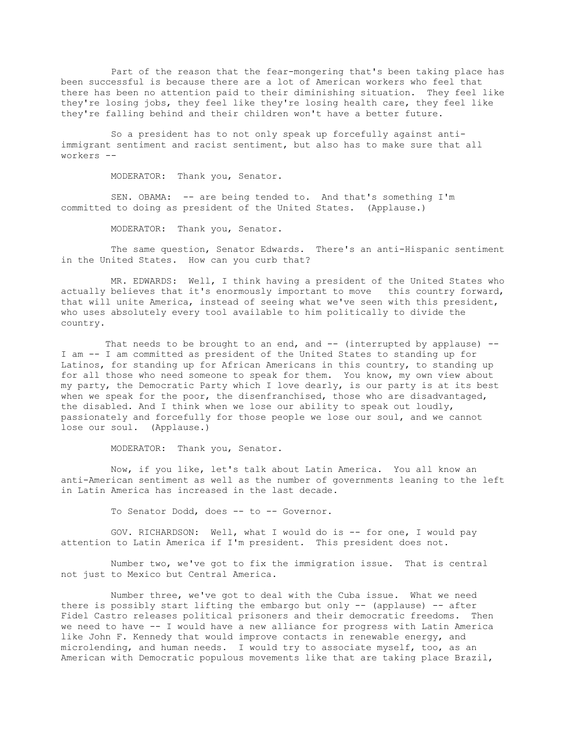Part of the reason that the fear-mongering that's been taking place has been successful is because there are a lot of American workers who feel that there has been no attention paid to their diminishing situation. They feel like they're losing jobs, they feel like they're losing health care, they feel like they're falling behind and their children won't have a better future.

So a president has to not only speak up forcefully against anti-immigrant sentiment and racist sentiment, but also has to make sure that all workers --

MODERATOR: Thank you, Senator.

SEN. OBAMA: -- are being tended to. And that's something I'm committed to doing as president of the United States. (Applause.)

MODERATOR: Thank you, Senator.

The same question, Senator Edwards. There's an anti-Hispanic sentiment in the United States. How can you curb that?

MR. EDWARDS: Well, I think having a president of the United States who actually believes that it's enormously important to move this country forward, that will unite America, instead of seeing what we've seen with this president, who uses absolutely every tool available to him politically to divide the country.

That needs to be brought to an end, and -- (interrupted by applause) -- I am -- I am committed as president of the United States to standing up for Latinos, for standing up for African Americans in this country, to standing up for all those who need someone to speak for them. You know, my own view about my party, the Democratic Party which I love dearly, is our party is at its best when we speak for the poor, the disenfranchised, those who are disadvantaged, the disabled. And I think when we lose our ability to speak out loudly, passionately and forcefully for those people we lose our soul, and we cannot lose our soul. (Applause.)

MODERATOR: Thank you, Senator.

Now, if you like, let's talk about Latin America. You all know an anti-American sentiment as well as the number of governments leaning to the left in Latin America has increased in the last decade.

To Senator Dodd, does -- to -- Governor.

GOV. RICHARDSON: Well, what I would do is -- for one, I would pay attention to Latin America if I'm president. This president does not.

Number two, we've got to fix the immigration issue. That is central not just to Mexico but Central America.

Number three, we've got to deal with the Cuba issue. What we need there is possibly start lifting the embargo but only -- (applause) -- after Fidel Castro releases political prisoners and their democratic freedoms. Then we need to have -- I would have a new alliance for progress with Latin America like John F. Kennedy that would improve contacts in renewable energy, and microlending, and human needs. I would try to associate myself, too, as an American with Democratic populous movements like that are taking place Brazil,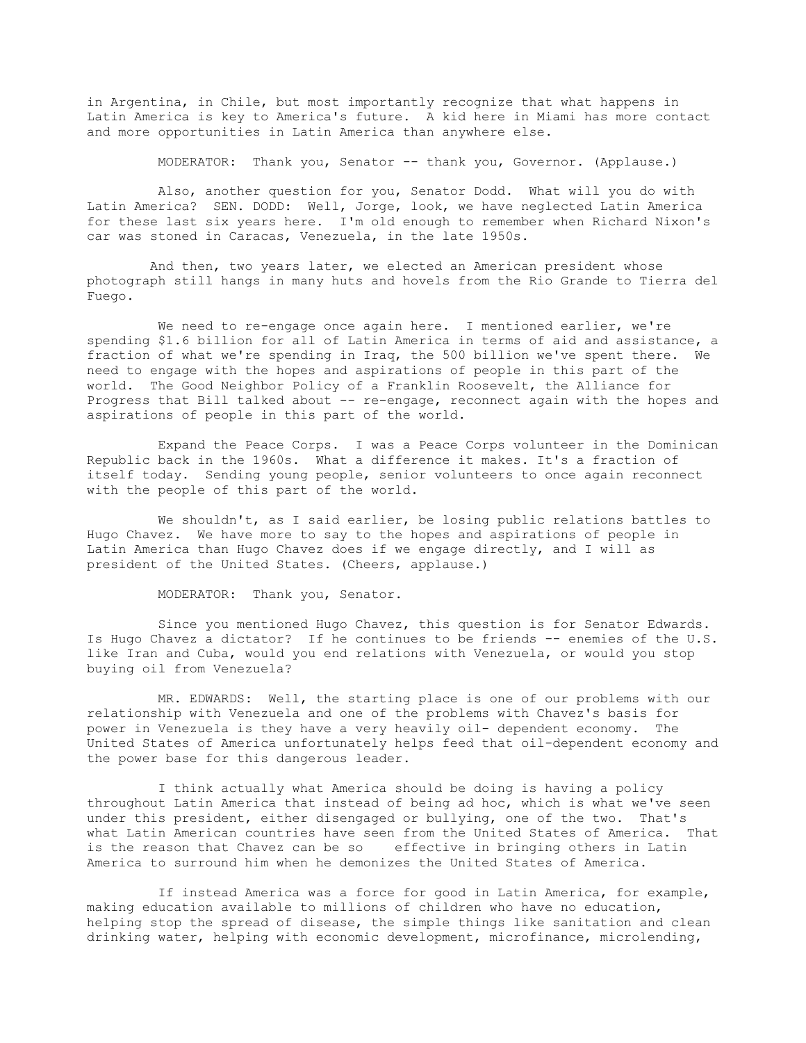in Argentina, in Chile, but most importantly recognize that what happens in Latin America is key to America's future. A kid here in Miami has more contact and more opportunities in Latin America than anywhere else.

MODERATOR: Thank you, Senator -- thank you, Governor. (Applause.)

Also, another question for you, Senator Dodd. What will you do with Latin America? SEN. DODD: Well, Jorge, look, we have neglected Latin America for these last six years here. I'm old enough to remember when Richard Nixon's car was stoned in Caracas, Venezuela, in the late 1950s.

And then, two years later, we elected an American president whose photograph still hangs in many huts and hovels from the Rio Grande to Tierra del Fuego.

We need to re-engage once again here. I mentioned earlier, we're spending $1.6 billion for all of Latin America in terms of aid and assistance, a fraction of what we're spending in Iraq, the 500 billion we've spent there. We need to engage with the hopes and aspirations of people in this part of the world. The Good Neighbor Policy of a Franklin Roosevelt, the Alliance for Progress that Bill talked about -- re-engage, reconnect again with the hopes and aspirations of people in this part of the world.

Expand the Peace Corps. I was a Peace Corps volunteer in the Dominican Republic back in the 1960s. What a difference it makes. It's a fraction of itself today. Sending young people, senior volunteers to once again reconnect with the people of this part of the world.

We shouldn't, as I said earlier, be losing public relations battles to Hugo Chavez. We have more to say to the hopes and aspirations of people in Latin America than Hugo Chavez does if we engage directly, and I will as president of the United States. (Cheers, applause.)

MODERATOR: Thank you, Senator.

Since you mentioned Hugo Chavez, this question is for Senator Edwards. Is Hugo Chavez a dictator? If he continues to be friends -- enemies of the U.S. like Iran and Cuba, would you end relations with Venezuela, or would you stop buying oil from Venezuela?

MR. EDWARDS: Well, the starting place is one of our problems with our relationship with Venezuela and one of the problems with Chavez's basis for power in Venezuela is they have a very heavily oil- dependent economy. The United States of America unfortunately helps feed that oil-dependent economy and the power base for this dangerous leader.

I think actually what America should be doing is having a policy throughout Latin America that instead of being ad hoc, which is what we've seen under this president, either disengaged or bullying, one of the two. That's what Latin American countries have seen from the United States of America. That is the reason that Chavez can be so effective in bringing others in Latin America to surround him when he demonizes the United States of America.

If instead America was a force for good in Latin America, for example, making education available to millions of children who have no education, helping stop the spread of disease, the simple things like sanitation and clean drinking water, helping with economic development, microfinance, microlending,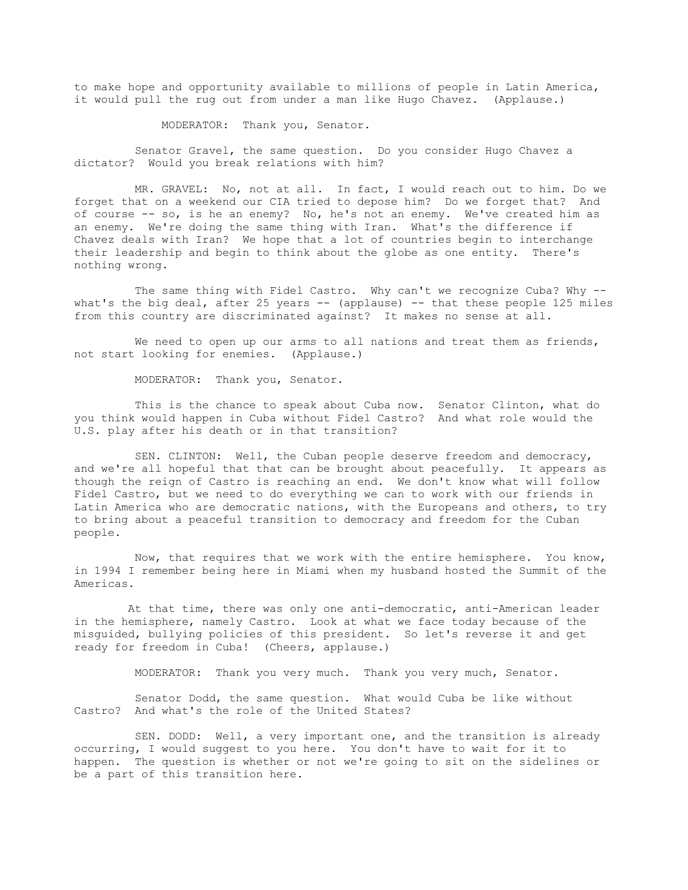to make hope and opportunity available to millions of people in Latin America, it would pull the rug out from under a man like Hugo Chavez. (Applause.)

MODERATOR: Thank you, Senator.

Senator Gravel, the same question. Do you consider Hugo Chavez a dictator? Would you break relations with him?

MR. GRAVEL: No, not at all. In fact, I would reach out to him. Do we forget that on a weekend our CIA tried to depose him? Do we forget that? And of course -- so, is he an enemy? No, he's not an enemy. We've created him as an enemy. We're doing the same thing with Iran. What's the difference if Chavez deals with Iran? We hope that a lot of countries begin to interchange their leadership and begin to think about the globe as one entity. There's nothing wrong.

The same thing with Fidel Castro. Why can't we recognize Cuba? Why -- what's the big deal, after 25 years -- (applause) -- that these people 125 miles from this country are discriminated against? It makes no sense at all.

We need to open up our arms to all nations and treat them as friends, not start looking for enemies. (Applause.)

MODERATOR: Thank you, Senator.

This is the chance to speak about Cuba now. Senator Clinton, what do you think would happen in Cuba without Fidel Castro? And what role would the U.S. play after his death or in that transition?

SEN. CLINTON: Well, the Cuban people deserve freedom and democracy, and we're all hopeful that that can be brought about peacefully. It appears as though the reign of Castro is reaching an end. We don't know what will follow Fidel Castro, but we need to do everything we can to work with our friends in Latin America who are democratic nations, with the Europeans and others, to try to bring about a peaceful transition to democracy and freedom for the Cuban people.

Now, that requires that we work with the entire hemisphere. You know, in 1994 I remember being here in Miami when my husband hosted the Summit of the Americas.

At that time, there was only one anti-democratic, anti-American leader in the hemisphere, namely Castro. Look at what we face today because of the misguided, bullying policies of this president. So let's reverse it and get ready for freedom in Cuba! (Cheers, applause.)

MODERATOR: Thank you very much. Thank you very much, Senator.

Senator Dodd, the same question. What would Cuba be like without Castro? And what's the role of the United States?

SEN. DODD: Well, a very important one, and the transition is already occurring, I would suggest to you here. You don't have to wait for it to happen. The question is whether or not we're going to sit on the sidelines or be a part of this transition here.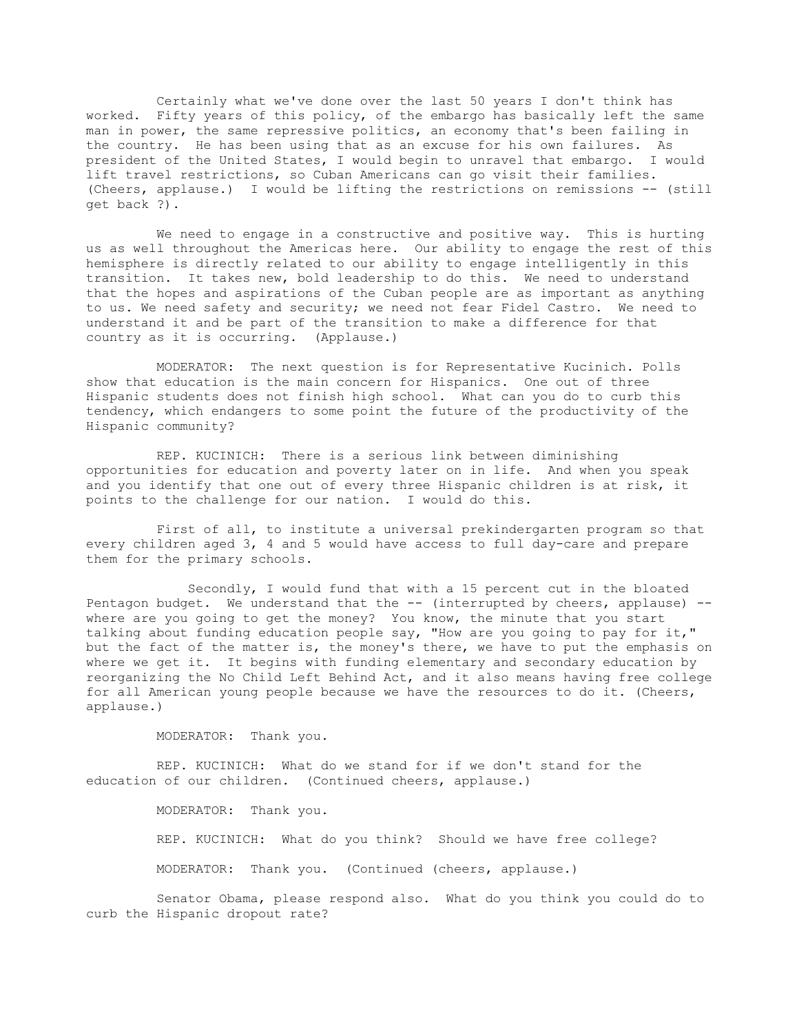Certainly what we've done over the last 50 years I don't think has worked. Fifty years of this policy, of the embargo has basically left the same man in power, the same repressive politics, an economy that's been failing in the country. He has been using that as an excuse for his own failures. As president of the United States, I would begin to unravel that embargo. I would lift travel restrictions, so Cuban Americans can go visit their families. (Cheers, applause.) I would be lifting the restrictions on remissions -- (still get back ?).

We need to engage in a constructive and positive way. This is hurting us as well throughout the Americas here. Our ability to engage the rest of this hemisphere is directly related to our ability to engage intelligently in this transition. It takes new, bold leadership to do this. We need to understand that the hopes and aspirations of the Cuban people are as important as anything to us. We need safety and security; we need not fear Fidel Castro. We need to understand it and be part of the transition to make a difference for that country as it is occurring. (Applause.)

MODERATOR: The next question is for Representative Kucinich. Polls show that education is the main concern for Hispanics. One out of three Hispanic students does not finish high school. What can you do to curb this tendency, which endangers to some point the future of the productivity of the Hispanic community?

REP. KUCINICH: There is a serious link between diminishing opportunities for education and poverty later on in life. And when you speak and you identify that one out of every three Hispanic children is at risk, it points to the challenge for our nation. I would do this.

First of all, to institute a universal prekindergarten program so that every children aged 3, 4 and 5 would have access to full day-care and prepare them for the primary schools.

Secondly, I would fund that with a 15 percent cut in the bloated Pentagon budget. We understand that the -- (interrupted by cheers, applause) -- where are you going to get the money? You know, the minute that you start talking about funding education people say, "How are you going to pay for it," but the fact of the matter is, the money's there, we have to put the emphasis on where we get it. It begins with funding elementary and secondary education by reorganizing the No Child Left Behind Act, and it also means having free college for all American young people because we have the resources to do it. (Cheers, applause.)

MODERATOR: Thank you.

REP. KUCINICH: What do we stand for if we don't stand for the education of our children. (Continued cheers, applause.)

MODERATOR: Thank you.

REP. KUCINICH: What do you think? Should we have free college?

MODERATOR: Thank you. (Continued (cheers, applause.)

Senator Obama, please respond also. What do you think you could do to curb the Hispanic dropout rate?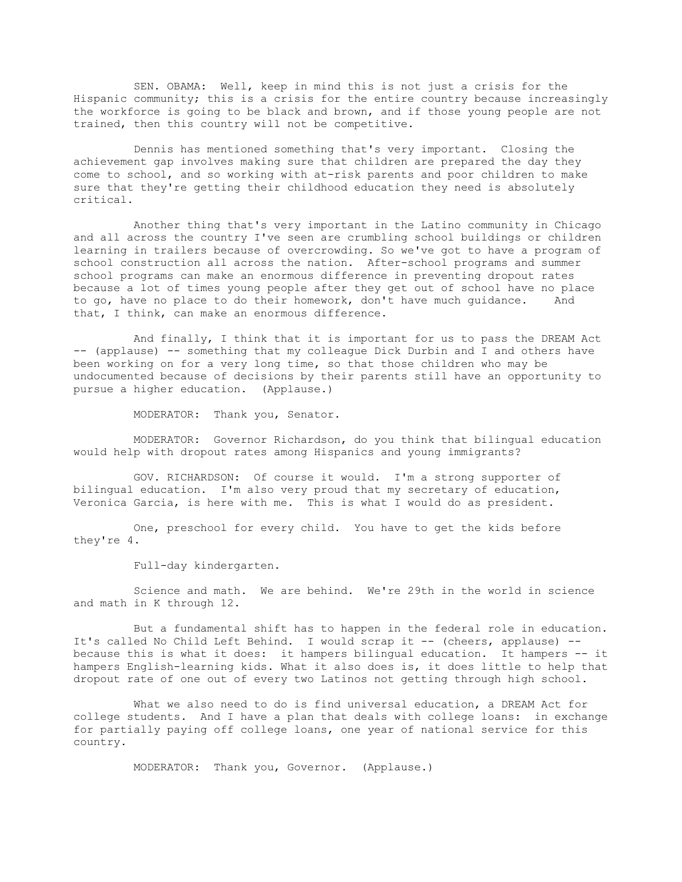SEN. OBAMA: Well, keep in mind this is not just a crisis for the Hispanic community; this is a crisis for the entire country because increasingly the workforce is going to be black and brown, and if those young people are not trained, then this country will not be competitive.

Dennis has mentioned something that's very important. Closing the achievement gap involves making sure that children are prepared the day they come to school, and so working with at-risk parents and poor children to make sure that they're getting their childhood education they need is absolutely critical.

Another thing that's very important in the Latino community in Chicago and all across the country I've seen are crumbling school buildings or children learning in trailers because of overcrowding. So we've got to have a program of school construction all across the nation. After-school programs and summer school programs can make an enormous difference in preventing dropout rates because a lot of times young people after they get out of school have no place to go, have no place to do their homework, don't have much guidance. And that, I think, can make an enormous difference.

And finally, I think that it is important for us to pass the DREAM Act -- (applause) -- something that my colleague Dick Durbin and I and others have been working on for a very long time, so that those children who may be undocumented because of decisions by their parents still have an opportunity to pursue a higher education. (Applause.)

MODERATOR: Thank you, Senator.

MODERATOR: Governor Richardson, do you think that bilingual education would help with dropout rates among Hispanics and young immigrants?

GOV. RICHARDSON: Of course it would. I'm a strong supporter of bilingual education. I'm also very proud that my secretary of education, Veronica Garcia, is here with me. This is what I would do as president.

One, preschool for every child. You have to get the kids before they're 4.

Full-day kindergarten.

Science and math. We are behind. We're 29th in the world in science and math in K through 12.

But a fundamental shift has to happen in the federal role in education. It's called No Child Left Behind. I would scrap it -- (cheers, applause) -- because this is what it does: it hampers bilingual education. It hampers -- it hampers English-learning kids. What it also does is, it does little to help that dropout rate of one out of every two Latinos not getting through high school.

What we also need to do is find universal education, a DREAM Act for college students. And I have a plan that deals with college loans: in exchange for partially paying off college loans, one year of national service for this country.

MODERATOR: Thank you, Governor. (Applause.)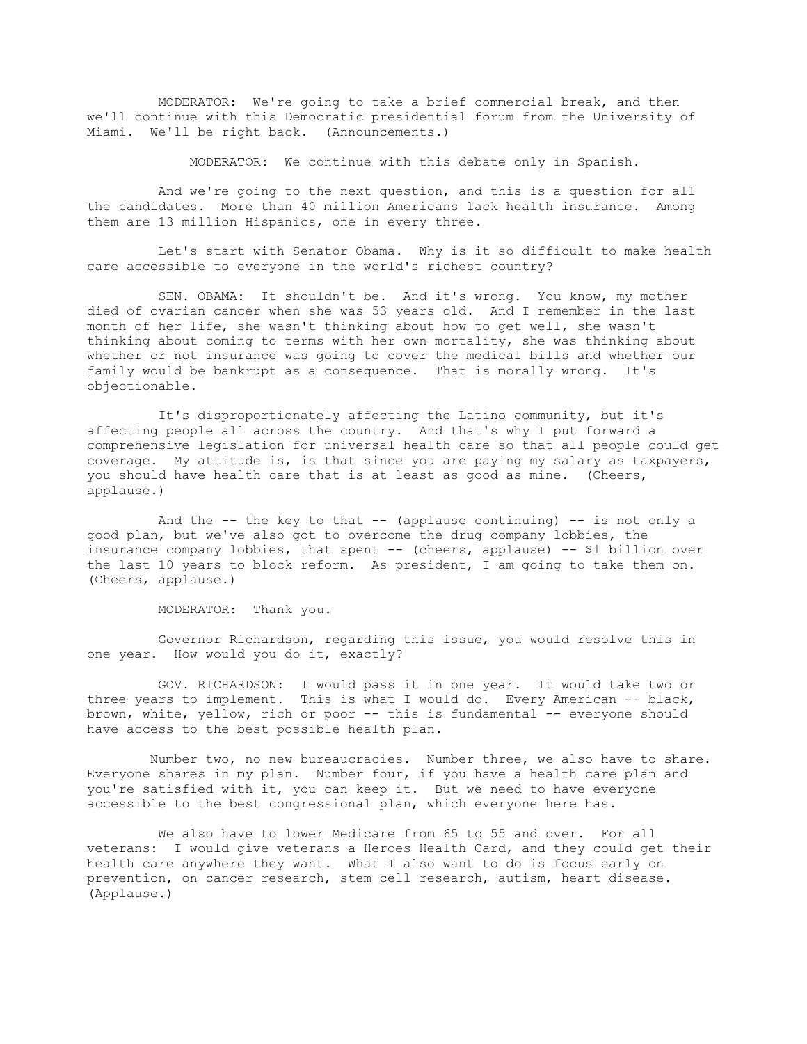MODERATOR: We're going to take a brief commercial break, and then we'll continue with this Democratic presidential forum from the University of Miami. We'll be right back. (Announcements.)

MODERATOR: We continue with this debate only in Spanish.

And we're going to the next question, and this is a question for all the candidates. More than 40 million Americans lack health insurance. Among them are 13 million Hispanics, one in every three.

Let's start with Senator Obama. Why is it so difficult to make health care accessible to everyone in the world's richest country?

SEN. OBAMA: It shouldn't be. And it's wrong. You know, my mother died of ovarian cancer when she was 53 years old. And I remember in the last month of her life, she wasn't thinking about how to get well, she wasn't thinking about coming to terms with her own mortality, she was thinking about whether or not insurance was going to cover the medical bills and whether our family would be bankrupt as a consequence. That is morally wrong. It's objectionable.

It's disproportionately affecting the Latino community, but it's affecting people all across the country. And that's why I put forward a comprehensive legislation for universal health care so that all people could get coverage. My attitude is, is that since you are paying my salary as taxpayers, you should have health care that is at least as good as mine. (Cheers, applause.)

And the -- the key to that -- (applause continuing) -- is not only a good plan, but we've also got to overcome the drug company lobbies, the insurance company lobbies, that spent -- (cheers, applause) -- $1 billion over the last 10 years to block reform. As president, I am going to take them on. (Cheers, applause.)

MODERATOR: Thank you.

Governor Richardson, regarding this issue, you would resolve this in one year. How would you do it, exactly?

GOV. RICHARDSON: I would pass it in one year. It would take two or three years to implement. This is what I would do. Every American -- black, brown, white, yellow, rich or poor -- this is fundamental -- everyone should have access to the best possible health plan.

Number two, no new bureaucracies. Number three, we also have to share. Everyone shares in my plan. Number four, if you have a health care plan and you're satisfied with it, you can keep it. But we need to have everyone accessible to the best congressional plan, which everyone here has.

We also have to lower Medicare from 65 to 55 and over. For all veterans: I would give veterans a Heroes Health Card, and they could get their health care anywhere they want. What I also want to do is focus early on prevention, on cancer research, stem cell research, autism, heart disease. (Applause.)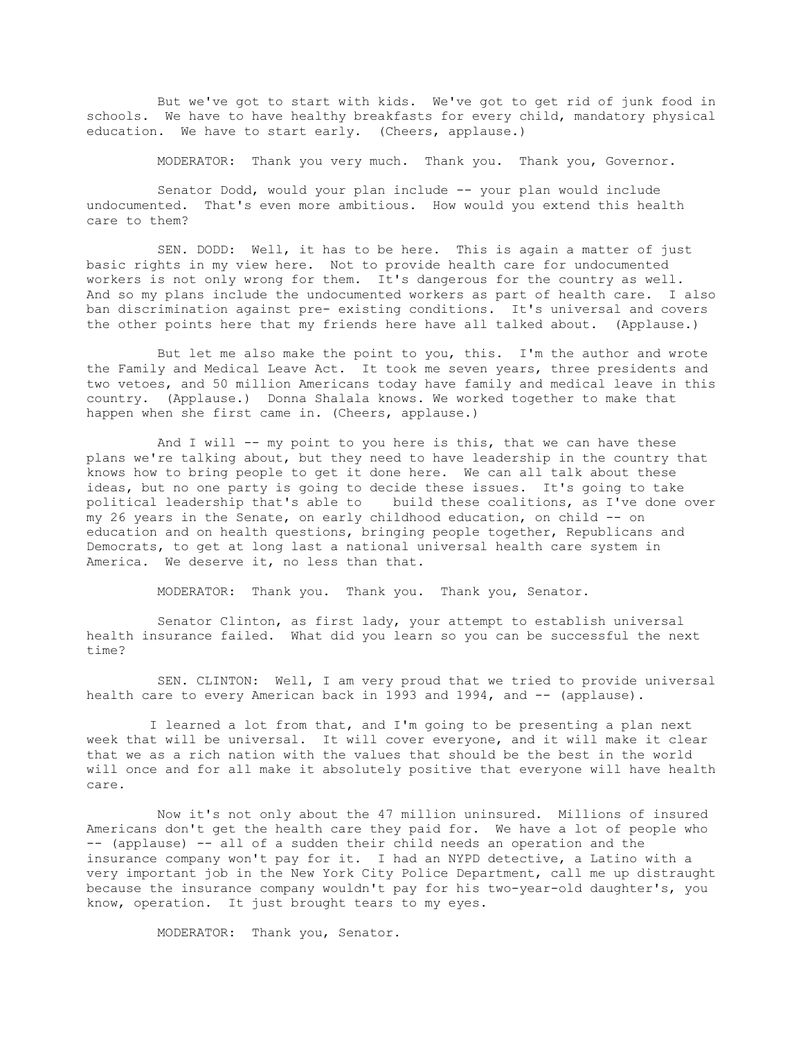But we've got to start with kids. We've got to get rid of junk food in schools. We have to have healthy breakfasts for every child, mandatory physical education. We have to start early. (Cheers, applause.)

MODERATOR: Thank you very much. Thank you. Thank you, Governor.

Senator Dodd, would your plan include -- your plan would include undocumented. That's even more ambitious. How would you extend this health care to them?

SEN. DODD: Well, it has to be here. This is again a matter of just basic rights in my view here. Not to provide health care for undocumented workers is not only wrong for them. It's dangerous for the country as well. And so my plans include the undocumented workers as part of health care. I also ban discrimination against pre- existing conditions. It's universal and covers the other points here that my friends here have all talked about. (Applause.)

But let me also make the point to you, this. I'm the author and wrote the Family and Medical Leave Act. It took me seven years, three presidents and two vetoes, and 50 million Americans today have family and medical leave in this country. (Applause.) Donna Shalala knows. We worked together to make that happen when she first came in. (Cheers, applause.)

And I will -- my point to you here is this, that we can have these plans we're talking about, but they need to have leadership in the country that knows how to bring people to get it done here. We can all talk about these ideas, but no one party is going to decide these issues. It's going to take political leadership that's able to build these coalitions, as I've done over my 26 years in the Senate, on early childhood education, on child -- on education and on health questions, bringing people together, Republicans and Democrats, to get at long last a national universal health care system in America. We deserve it, no less than that.

MODERATOR: Thank you. Thank you. Thank you, Senator.

Senator Clinton, as first lady, your attempt to establish universal health insurance failed. What did you learn so you can be successful the next time?

SEN. CLINTON: Well, I am very proud that we tried to provide universal health care to every American back in 1993 and 1994, and -- (applause).

I learned a lot from that, and I'm going to be presenting a plan next week that will be universal. It will cover everyone, and it will make it clear that we as a rich nation with the values that should be the best in the world will once and for all make it absolutely positive that everyone will have health care.

Now it's not only about the 47 million uninsured. Millions of insured Americans don't get the health care they paid for. We have a lot of people who -- (applause) -- all of a sudden their child needs an operation and the insurance company won't pay for it. I had an NYPD detective, a Latino with a very important job in the New York City Police Department, call me up distraught because the insurance company wouldn't pay for his two-year-old daughter's, you know, operation. It just brought tears to my eyes.

MODERATOR: Thank you, Senator.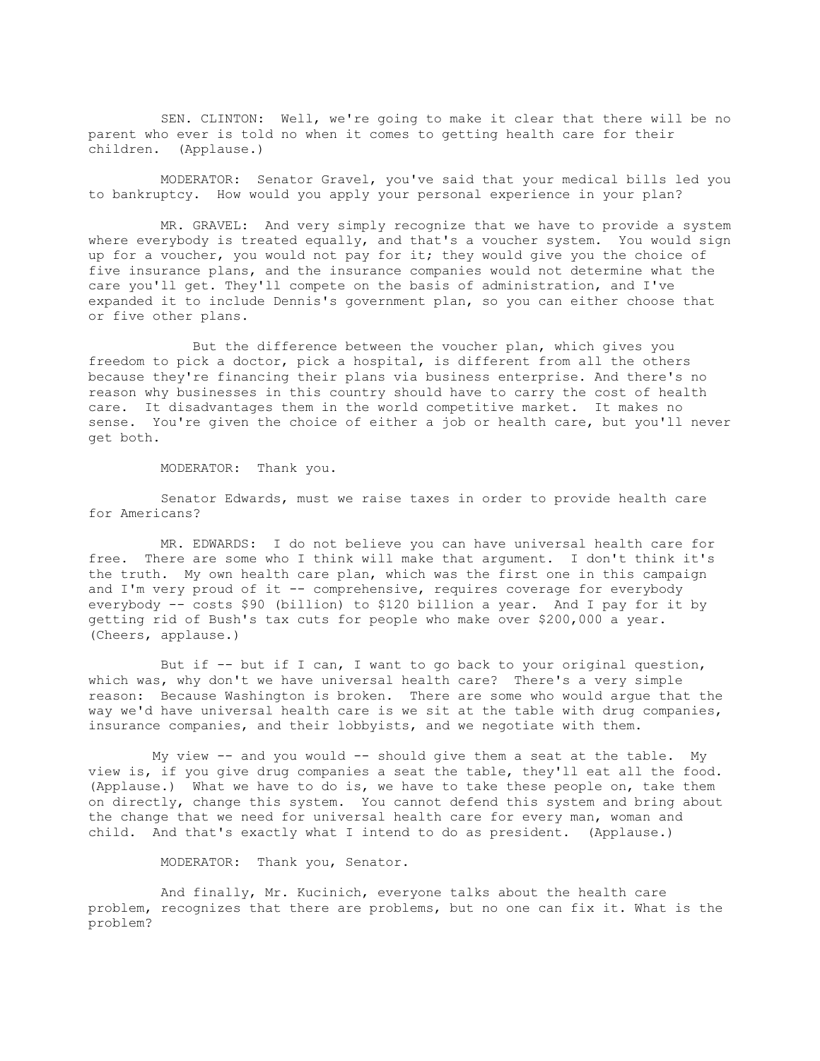SEN. CLINTON: Well, we're going to make it clear that there will be no parent who ever is told no when it comes to getting health care for their children. (Applause.)

MODERATOR: Senator Gravel, you've said that your medical bills led you to bankruptcy. How would you apply your personal experience in your plan?

MR. GRAVEL: And very simply recognize that we have to provide a system where everybody is treated equally, and that's a voucher system. You would sign up for a voucher, you would not pay for it; they would give you the choice of five insurance plans, and the insurance companies would not determine what the care you'll get. They'll compete on the basis of administration, and I've expanded it to include Dennis's government plan, so you can either choose that or five other plans.

But the difference between the voucher plan, which gives you freedom to pick a doctor, pick a hospital, is different from all the others because they're financing their plans via business enterprise. And there's no reason why businesses in this country should have to carry the cost of health care. It disadvantages them in the world competitive market. It makes no sense. You're given the choice of either a job or health care, but you'll never get both.

MODERATOR: Thank you.

Senator Edwards, must we raise taxes in order to provide health care for Americans?

MR. EDWARDS: I do not believe you can have universal health care for free. There are some who I think will make that argument. I don't think it's the truth. My own health care plan, which was the first one in this campaign and I'm very proud of it -- comprehensive, requires coverage for everybody everybody -- costs $90 (billion) to $120 billion a year. And I pay for it by getting rid of Bush's tax cuts for people who make over $200,000 a year. (Cheers, applause.)

But if -- but if I can, I want to go back to your original question, which was, why don't we have universal health care? There's a very simple reason: Because Washington is broken. There are some who would argue that the way we'd have universal health care is we sit at the table with drug companies, insurance companies, and their lobbyists, and we negotiate with them.

My view -- and you would -- should give them a seat at the table. My view is, if you give drug companies a seat the table, they'll eat all the food. (Applause.) What we have to do is, we have to take these people on, take them on directly, change this system. You cannot defend this system and bring about the change that we need for universal health care for every man, woman and child. And that's exactly what I intend to do as president. (Applause.)

MODERATOR: Thank you, Senator.

And finally, Mr. Kucinich, everyone talks about the health care problem, recognizes that there are problems, but no one can fix it. What is the problem?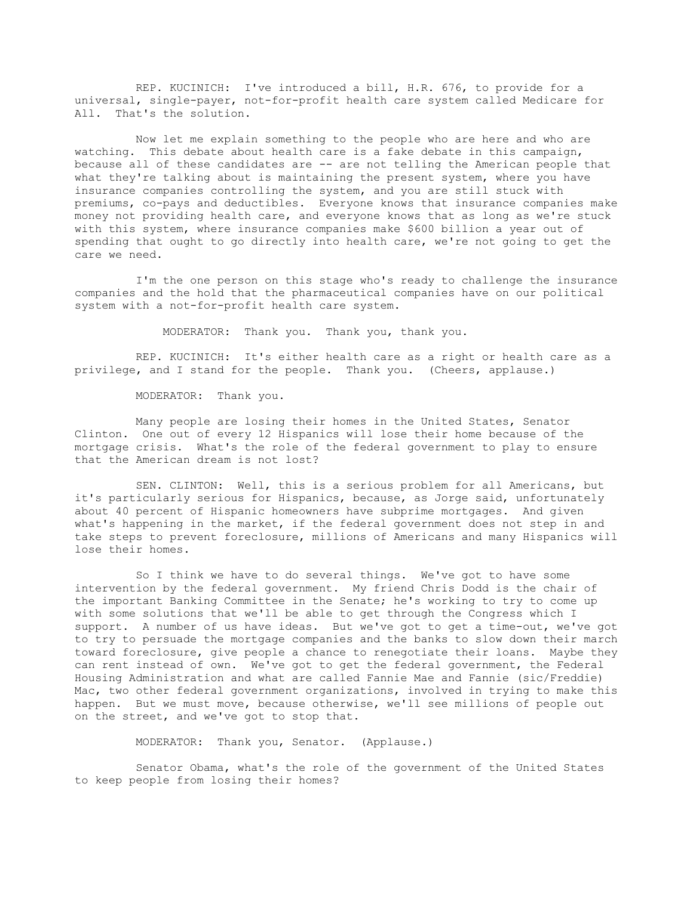REP. KUCINICH: I've introduced a bill, H.R. 676, to provide for a universal, single-payer, not-for-profit health care system called Medicare for All. That's the solution.

Now let me explain something to the people who are here and who are watching. This debate about health care is a fake debate in this campaign, because all of these candidates are -- are not telling the American people that what they're talking about is maintaining the present system, where you have insurance companies controlling the system, and you are still stuck with premiums, co-pays and deductibles. Everyone knows that insurance companies make money not providing health care, and everyone knows that as long as we're stuck with this system, where insurance companies make $600 billion a year out of spending that ought to go directly into health care, we're not going to get the care we need.

I'm the one person on this stage who's ready to challenge the insurance companies and the hold that the pharmaceutical companies have on our political system with a not-for-profit health care system.

MODERATOR: Thank you. Thank you, thank you.

REP. KUCINICH: It's either health care as a right or health care as a privilege, and I stand for the people. Thank you. (Cheers, applause.)

MODERATOR: Thank you.

Many people are losing their homes in the United States, Senator Clinton. One out of every 12 Hispanics will lose their home because of the mortgage crisis. What's the role of the federal government to play to ensure that the American dream is not lost?

SEN. CLINTON: Well, this is a serious problem for all Americans, but it's particularly serious for Hispanics, because, as Jorge said, unfortunately about 40 percent of Hispanic homeowners have subprime mortgages. And given what's happening in the market, if the federal government does not step in and take steps to prevent foreclosure, millions of Americans and many Hispanics will lose their homes.

So I think we have to do several things. We've got to have some intervention by the federal government. My friend Chris Dodd is the chair of the important Banking Committee in the Senate; he's working to try to come up with some solutions that we'll be able to get through the Congress which I support. A number of us have ideas. But we've got to get a time-out, we've got to try to persuade the mortgage companies and the banks to slow down their march toward foreclosure, give people a chance to renegotiate their loans. Maybe they can rent instead of own. We've got to get the federal government, the Federal Housing Administration and what are called Fannie Mae and Fannie (sic/Freddie) Mac, two other federal government organizations, involved in trying to make this happen. But we must move, because otherwise, we'll see millions of people out on the street, and we've got to stop that.

MODERATOR: Thank you, Senator. (Applause.)

Senator Obama, what's the role of the government of the United States to keep people from losing their homes?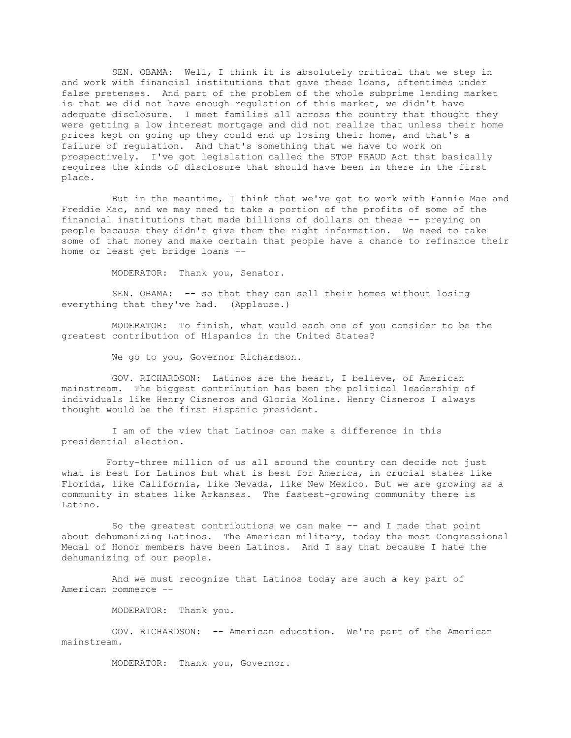SEN. OBAMA: Well, I think it is absolutely critical that we step in and work with financial institutions that gave these loans, oftentimes under false pretenses. And part of the problem of the whole subprime lending market is that we did not have enough regulation of this market, we didn't have adequate disclosure. I meet families all across the country that thought they were getting a low interest mortgage and did not realize that unless their home prices kept on going up they could end up losing their home, and that's a failure of regulation. And that's something that we have to work on prospectively. I've got legislation called the STOP FRAUD Act that basically requires the kinds of disclosure that should have been in there in the first place.

But in the meantime, I think that we've got to work with Fannie Mae and Freddie Mac, and we may need to take a portion of the profits of some of the financial institutions that made billions of dollars on these -- preying on people because they didn't give them the right information. We need to take some of that money and make certain that people have a chance to refinance their home or least get bridge loans --

MODERATOR: Thank you, Senator.

SEN. OBAMA: -- so that they can sell their homes without losing everything that they've had. (Applause.)

MODERATOR: To finish, what would each one of you consider to be the greatest contribution of Hispanics in the United States?

We go to you, Governor Richardson.

GOV. RICHARDSON: Latinos are the heart, I believe, of American mainstream. The biggest contribution has been the political leadership of individuals like Henry Cisneros and Gloria Molina. Henry Cisneros I always thought would be the first Hispanic president.

I am of the view that Latinos can make a difference in this presidential election.

Forty-three million of us all around the country can decide not just what is best for Latinos but what is best for America, in crucial states like Florida, like California, like Nevada, like New Mexico. But we are growing as a community in states like Arkansas. The fastest-growing community there is Latino.

So the greatest contributions we can make -- and I made that point about dehumanizing Latinos. The American military, today the most Congressional Medal of Honor members have been Latinos. And I say that because I hate the dehumanizing of our people.

And we must recognize that Latinos today are such a key part of American commerce --

MODERATOR: Thank you.

GOV. RICHARDSON: -- American education. We're part of the American mainstream.

MODERATOR: Thank you, Governor.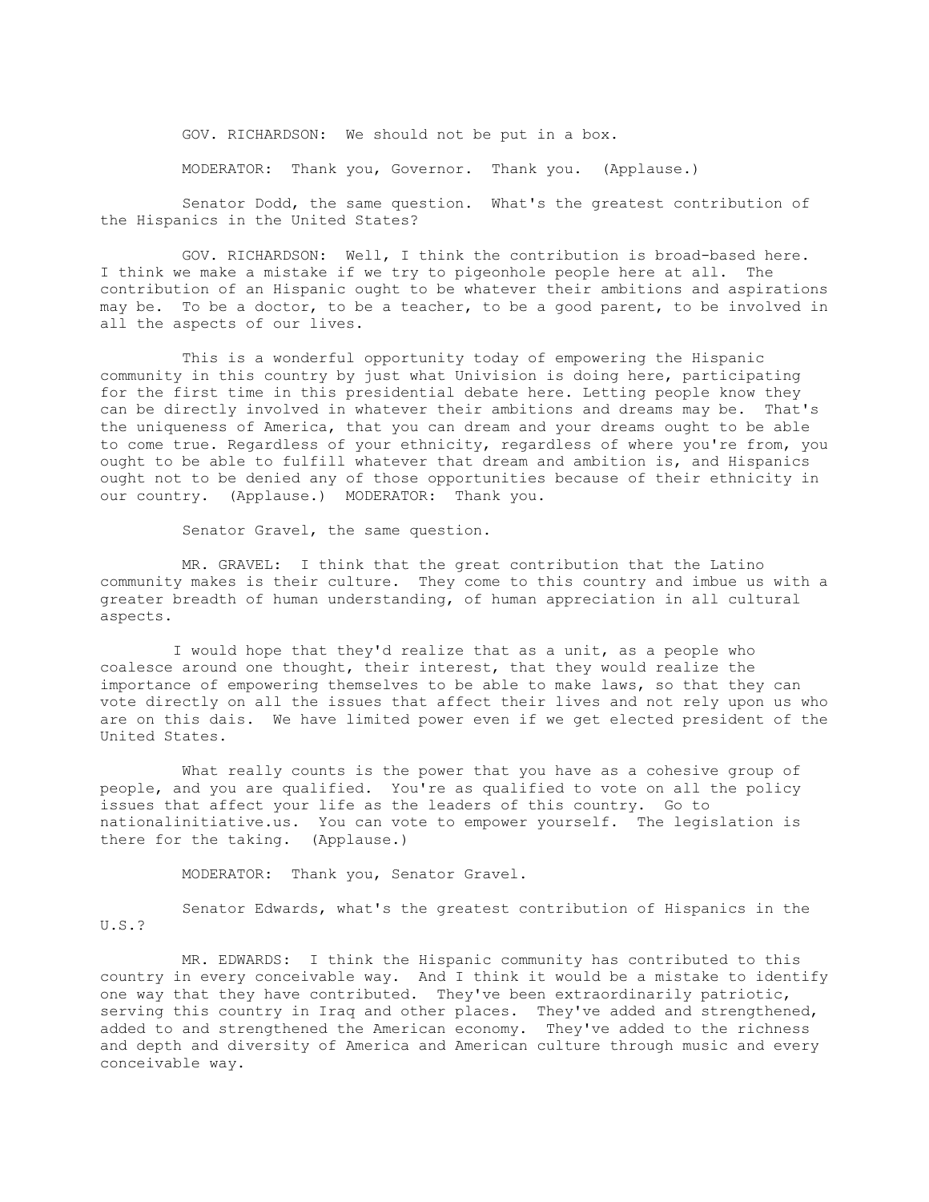GOV. RICHARDSON: We should not be put in a box.

MODERATOR: Thank you, Governor. Thank you. (Applause.)

Senator Dodd, the same question. What's the greatest contribution of the Hispanics in the United States?

GOV. RICHARDSON: Well, I think the contribution is broad-based here. I think we make a mistake if we try to pigeonhole people here at all. The contribution of an Hispanic ought to be whatever their ambitions and aspirations may be. To be a doctor, to be a teacher, to be a good parent, to be involved in all the aspects of our lives.

This is a wonderful opportunity today of empowering the Hispanic community in this country by just what Univision is doing here, participating for the first time in this presidential debate here. Letting people know they can be directly involved in whatever their ambitions and dreams may be. That's the uniqueness of America, that you can dream and your dreams ought to be able to come true. Regardless of your ethnicity, regardless of where you're from, you ought to be able to fulfill whatever that dream and ambition is, and Hispanics ought not to be denied any of those opportunities because of their ethnicity in our country. (Applause.) MODERATOR: Thank you.

Senator Gravel, the same question.

MR. GRAVEL: I think that the great contribution that the Latino community makes is their culture. They come to this country and imbue us with a greater breadth of human understanding, of human appreciation in all cultural aspects.

I would hope that they'd realize that as a unit, as a people who coalesce around one thought, their interest, that they would realize the importance of empowering themselves to be able to make laws, so that they can vote directly on all the issues that affect their lives and not rely upon us who are on this dais. We have limited power even if we get elected president of the United States.

What really counts is the power that you have as a cohesive group of people, and you are qualified. You're as qualified to vote on all the policy issues that affect your life as the leaders of this country. Go to nationalinitiative.us. You can vote to empower yourself. The legislation is there for the taking. (Applause.)

MODERATOR: Thank you, Senator Gravel.

Senator Edwards, what's the greatest contribution of Hispanics in the U.S.?

MR. EDWARDS: I think the Hispanic community has contributed to this country in every conceivable way. And I think it would be a mistake to identify one way that they have contributed. They've been extraordinarily patriotic, serving this country in Iraq and other places. They've added and strengthened, added to and strengthened the American economy. They've added to the richness and depth and diversity of America and American culture through music and every conceivable way.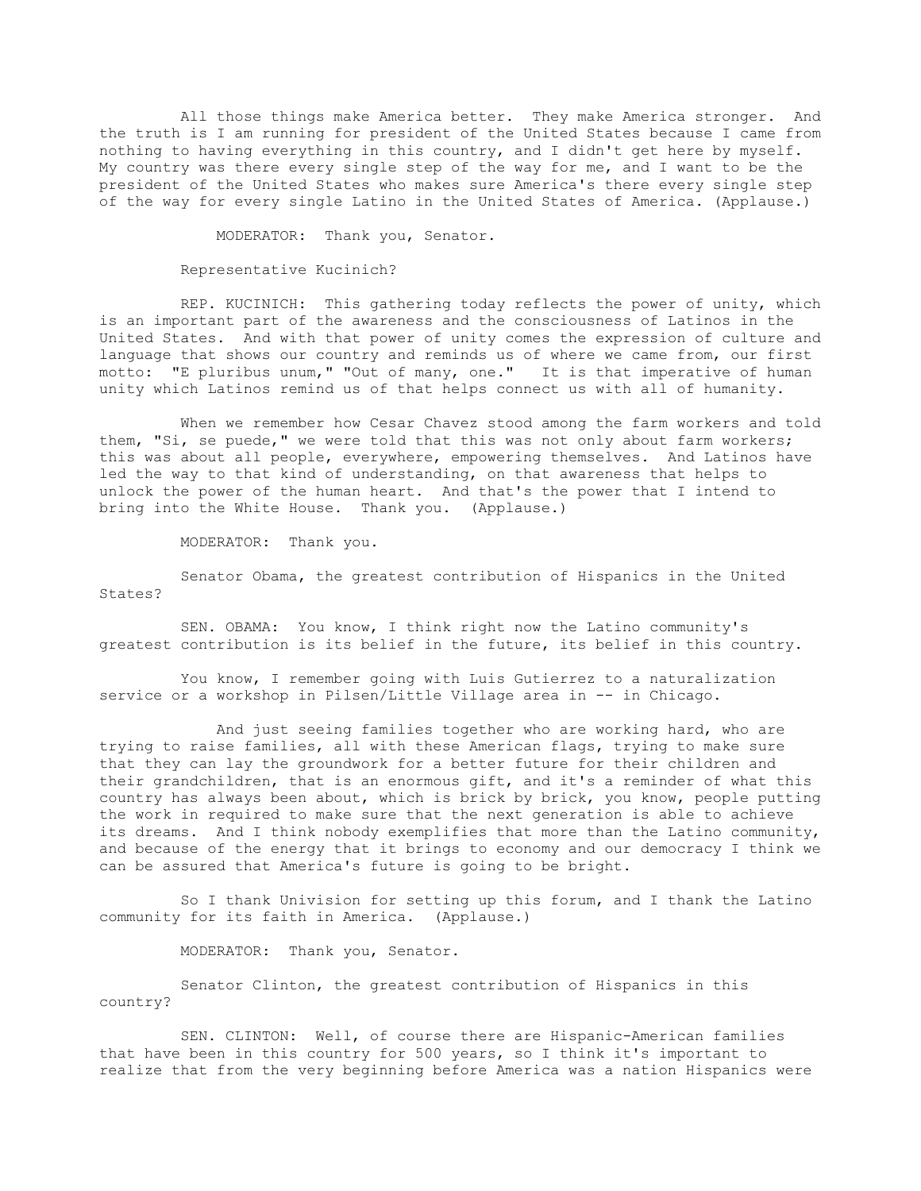All those things make America better. They make America stronger. And the truth is I am running for president of the United States because I came from nothing to having everything in this country, and I didn't get here by myself. My country was there every single step of the way for me, and I want to be the president of the United States who makes sure America's there every single step of the way for every single Latino in the United States of America. (Applause.)

MODERATOR: Thank you, Senator.

Representative Kucinich?

REP. KUCINICH: This gathering today reflects the power of unity, which is an important part of the awareness and the consciousness of Latinos in the United States. And with that power of unity comes the expression of culture and language that shows our country and reminds us of where we came from, our first motto: "E pluribus unum," "Out of many, one." It is that imperative of human unity which Latinos remind us of that helps connect us with all of humanity.

When we remember how Cesar Chavez stood among the farm workers and told them, "Si, se puede," we were told that this was not only about farm workers; this was about all people, everywhere, empowering themselves. And Latinos have led the way to that kind of understanding, on that awareness that helps to unlock the power of the human heart. And that's the power that I intend to bring into the White House. Thank you. (Applause.)

MODERATOR: Thank you.

Senator Obama, the greatest contribution of Hispanics in the United States?

SEN. OBAMA: You know, I think right now the Latino community's greatest contribution is its belief in the future, its belief in this country.

You know, I remember going with Luis Gutierrez to a naturalization service or a workshop in Pilsen/Little Village area in -- in Chicago.

And just seeing families together who are working hard, who are trying to raise families, all with these American flags, trying to make sure that they can lay the groundwork for a better future for their children and their grandchildren, that is an enormous gift, and it's a reminder of what this country has always been about, which is brick by brick, you know, people putting the work in required to make sure that the next generation is able to achieve its dreams. And I think nobody exemplifies that more than the Latino community, and because of the energy that it brings to economy and our democracy I think we can be assured that America's future is going to be bright.

So I thank Univision for setting up this forum, and I thank the Latino community for its faith in America. (Applause.)

MODERATOR: Thank you, Senator.

Senator Clinton, the greatest contribution of Hispanics in this country?

SEN. CLINTON: Well, of course there are Hispanic-American families that have been in this country for 500 years, so I think it's important to realize that from the very beginning before America was a nation Hispanics were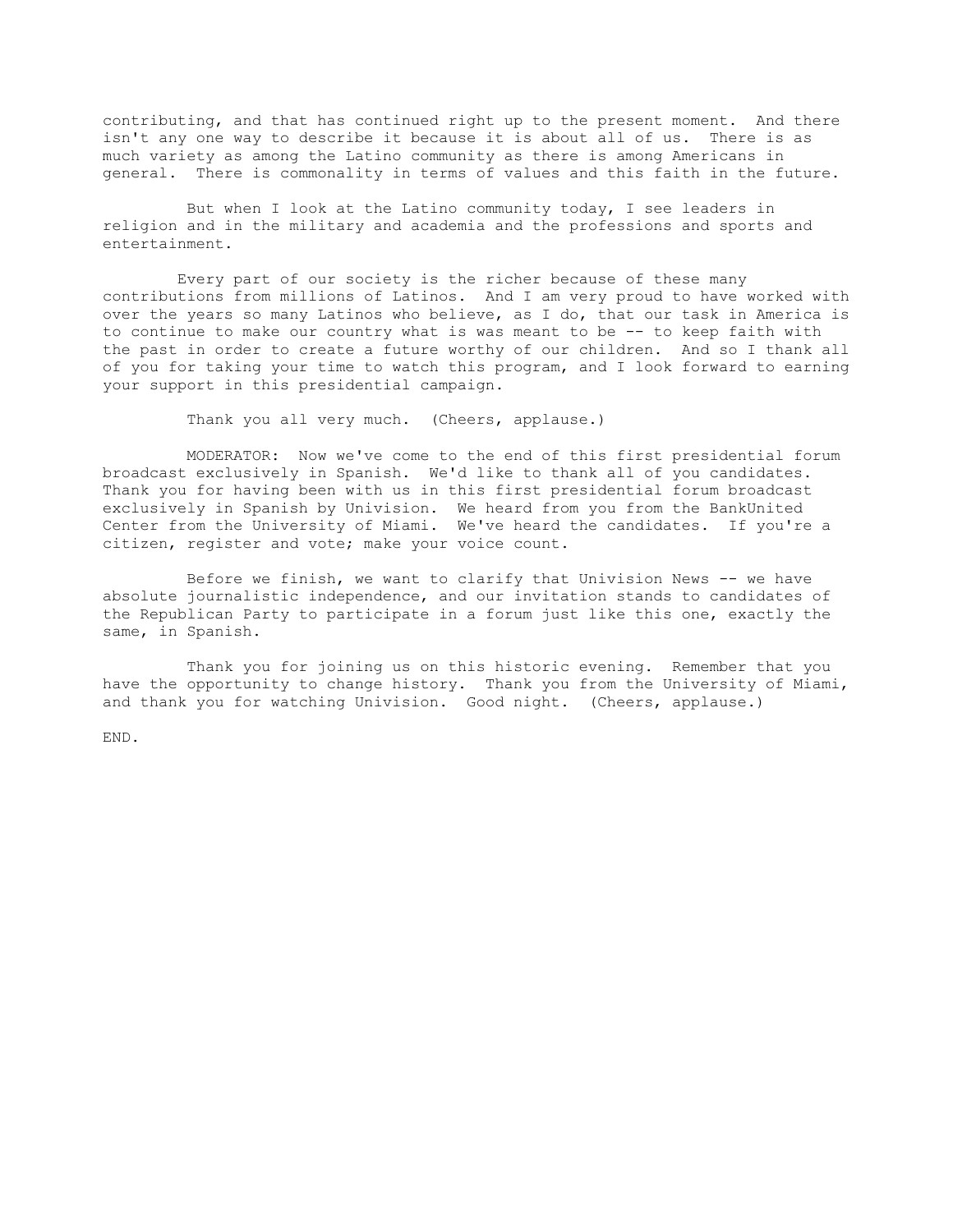contributing, and that has continued right up to the present moment. And there isn't any one way to describe it because it is about all of us. There is as much variety as among the Latino community as there is among Americans in general. There is commonality in terms of values and this faith in the future.

But when I look at the Latino community today, I see leaders in religion and in the military and academia and the professions and sports and entertainment.

Every part of our society is the richer because of these many contributions from millions of Latinos. And I am very proud to have worked with over the years so many Latinos who believe, as I do, that our task in America is to continue to make our country what is was meant to be -- to keep faith with the past in order to create a future worthy of our children. And so I thank all of you for taking your time to watch this program, and I look forward to earning your support in this presidential campaign.

Thank you all very much. (Cheers, applause.)

MODERATOR: Now we've come to the end of this first presidential forum broadcast exclusively in Spanish. We'd like to thank all of you candidates. Thank you for having been with us in this first presidential forum broadcast exclusively in Spanish by Univision. We heard from you from the BankUnited Center from the University of Miami. We've heard the candidates. If you're a citizen, register and vote; make your voice count.

Before we finish, we want to clarify that Univision News -- we have absolute journalistic independence, and our invitation stands to candidates of the Republican Party to participate in a forum just like this one, exactly the same, in Spanish.

Thank you for joining us on this historic evening. Remember that you have the opportunity to change history. Thank you from the University of Miami, and thank you for watching Univision. Good night. (Cheers, applause.)

END.